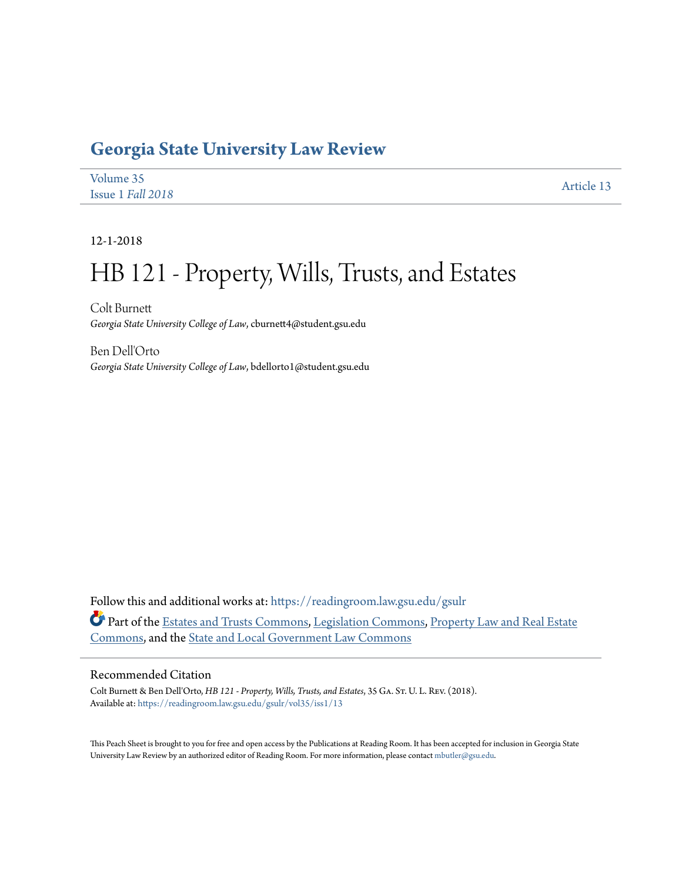# Georgia State University Law Review

Volume 35
Issue 1 *Fall 2018*

Article 13

12-1-2018

# HB 121 - Property, Wills, Trusts, and Estates

Colt Burnett
*Georgia State University College of Law*, cburnett4@student.gsu.edu

Ben Dell'Orto
*Georgia State University College of Law*, bdellorto1@student.gsu.edu

Follow this and additional works at: https://readingroom.law.gsu.edu/gsulr

Part of the Estates and Trusts Commons, Legislation Commons, Property Law and Real Estate Commons, and the State and Local Government Law Commons

## Recommended Citation

Colt Burnett & Ben Dell'Orto, *HB 121 - Property, Wills, Trusts, and Estates*, 35 Ga. St. U. L. Rev. (2018).
Available at: https://readingroom.law.gsu.edu/gsulr/vol35/iss1/13

This Peach Sheet is brought to you for free and open access by the Publications at Reading Room. It has been accepted for inclusion in Georgia State University Law Review by an authorized editor of Reading Room. For more information, please contact mbutler@gsu.edu.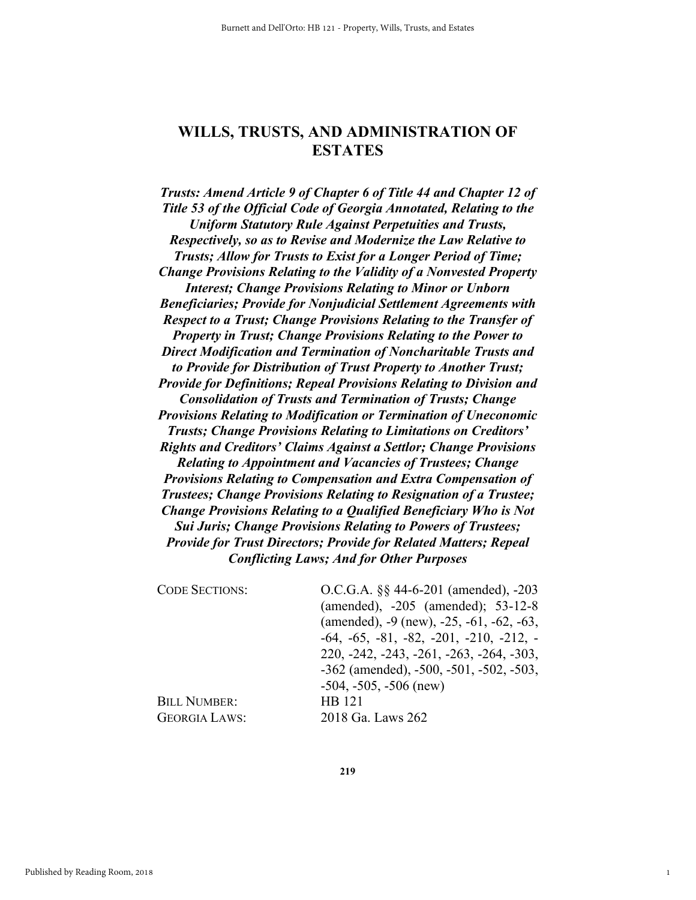# WILLS, TRUSTS, AND ADMINISTRATION OF ESTATES

***Trusts: Amend Article 9 of Chapter 6 of Title 44 and Chapter 12 of Title 53 of the Official Code of Georgia Annotated, Relating to the Uniform Statutory Rule Against Perpetuities and Trusts, Respectively, so as to Revise and Modernize the Law Relative to Trusts; Allow for Trusts to Exist for a Longer Period of Time; Change Provisions Relating to the Validity of a Nonvested Property Interest; Change Provisions Relating to Minor or Unborn Beneficiaries; Provide for Nonjudicial Settlement Agreements with Respect to a Trust; Change Provisions Relating to the Transfer of Property in Trust; Change Provisions Relating to the Power to Direct Modification and Termination of Noncharitable Trusts and to Provide for Distribution of Trust Property to Another Trust; Provide for Definitions; Repeal Provisions Relating to Division and Consolidation of Trusts and Termination of Trusts; Change Provisions Relating to Modification or Termination of Uneconomic Trusts; Change Provisions Relating to Limitations on Creditors' Rights and Creditors' Claims Against a Settlor; Change Provisions Relating to Appointment and Vacancies of Trustees; Change Provisions Relating to Compensation and Extra Compensation of Trustees; Change Provisions Relating to Resignation of a Trustee; Change Provisions Relating to a Qualified Beneficiary Who is Not Sui Juris; Change Provisions Relating to Powers of Trustees; Provide for Trust Directors; Provide for Related Matters; Repeal Conflicting Laws; And for Other Purposes***

| | |
|---|---|
| CODE SECTIONS: | O.C.G.A. §§ 44-6-201 (amended), -203 (amended), -205 (amended); 53-12-8 (amended), -9 (new), -25, -61, -62, -63, -64, -65, -81, -82, -201, -210, -212, -220, -242, -243, -261, -263, -264, -303, -362 (amended), -500, -501, -502, -503, -504, -505, -506 (new) |
| BILL NUMBER: | HB 121 |
| GEORGIA LAWS: | 2018 Ga. Laws 262 |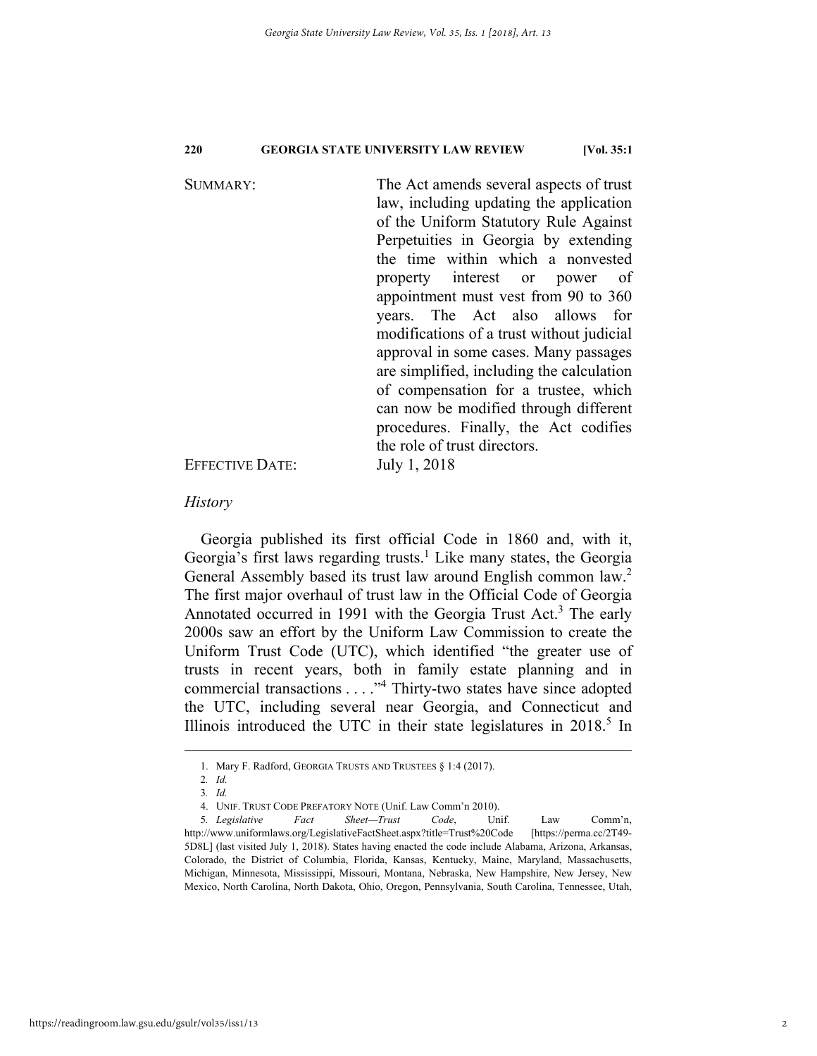| | |
|---|---|
| SUMMARY: | The Act amends several aspects of trust law, including updating the application of the Uniform Statutory Rule Against Perpetuities in Georgia by extending the time within which a nonvested property interest or power of appointment must vest from 90 to 360 years. The Act also allows for modifications of a trust without judicial approval in some cases. Many passages are simplified, including the calculation of compensation for a trustee, which can now be modified through different procedures. Finally, the Act codifies the role of trust directors. |
| EFFECTIVE DATE: | July 1, 2018 |

*History*

Georgia published its first official Code in 1860 and, with it, Georgia's first laws regarding trusts.[1] Like many states, the Georgia General Assembly based its trust law around English common law.[2] The first major overhaul of trust law in the Official Code of Georgia Annotated occurred in 1991 with the Georgia Trust Act.[3] The early 2000s saw an effort by the Uniform Law Commission to create the Uniform Trust Code (UTC), which identified "the greater use of trusts in recent years, both in family estate planning and in commercial transactions . . . ."[4] Thirty-two states have since adopted the UTC, including several near Georgia, and Connecticut and Illinois introduced the UTC in their state legislatures in 2018.[5] In

1. Mary F. Radford, GEORGIA TRUSTS AND TRUSTEES § 1:4 (2017).

2. *Id.*

3. *Id.*

4. UNIF. TRUST CODE PREFATORY NOTE (Unif. Law Comm'n 2010).

5. *Legislative Fact Sheet—Trust Code*, Unif. Law Comm'n, http://www.uniformlaws.org/LegislativeFactSheet.aspx?title=Trust%20Code [https://perma.cc/2T49-5D8L] (last visited July 1, 2018). States having enacted the code include Alabama, Arizona, Arkansas, Colorado, the District of Columbia, Florida, Kansas, Kentucky, Maine, Maryland, Massachusetts, Michigan, Minnesota, Mississippi, Missouri, Montana, Nebraska, New Hampshire, New Jersey, New Mexico, North Carolina, North Dakota, Ohio, Oregon, Pennsylvania, South Carolina, Tennessee, Utah,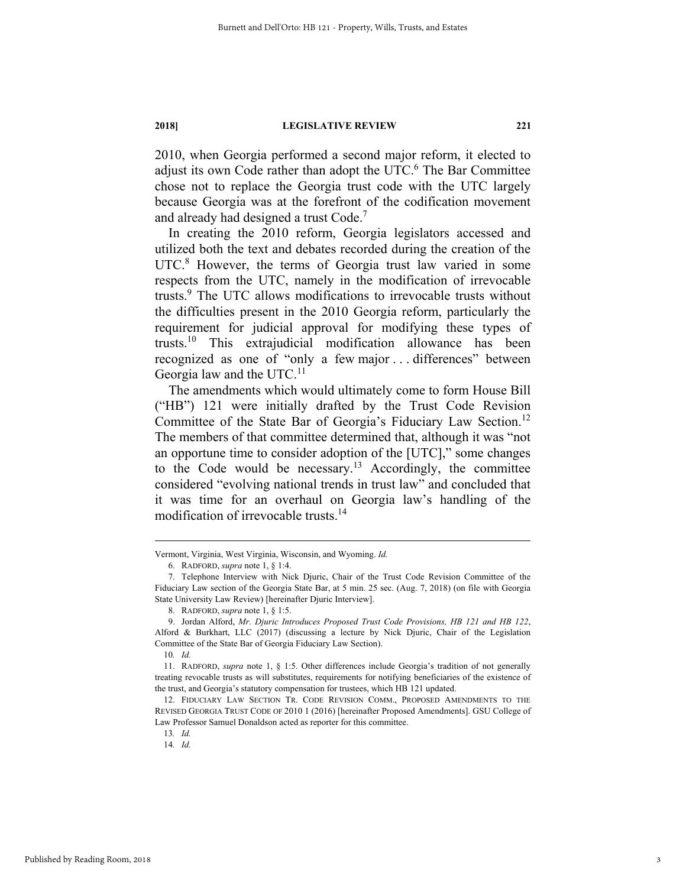2010, when Georgia performed a second major reform, it elected to adjust its own Code rather than adopt the UTC.[6] The Bar Committee chose not to replace the Georgia trust code with the UTC largely because Georgia was at the forefront of the codification movement and already had designed a trust Code.[7]

In creating the 2010 reform, Georgia legislators accessed and utilized both the text and debates recorded during the creation of the UTC.[8] However, the terms of Georgia trust law varied in some respects from the UTC, namely in the modification of irrevocable trusts.[9] The UTC allows modifications to irrevocable trusts without the difficulties present in the 2010 Georgia reform, particularly the requirement for judicial approval for modifying these types of trusts.[10] This extrajudicial modification allowance has been recognized as one of "only a few major . . . differences" between Georgia law and the UTC.[11]

The amendments which would ultimately come to form House Bill ("HB") 121 were initially drafted by the Trust Code Revision Committee of the State Bar of Georgia's Fiduciary Law Section.[12] The members of that committee determined that, although it was "not an opportune time to consider adoption of the [UTC]," some changes to the Code would be necessary.[13] Accordingly, the committee considered "evolving national trends in trust law" and concluded that it was time for an overhaul on Georgia law's handling of the modification of irrevocable trusts.[14]

---

Vermont, Virginia, West Virginia, Wisconsin, and Wyoming. *Id.*

6. RADFORD, *supra* note 1, § 1:4.

7. Telephone Interview with Nick Djuric, Chair of the Trust Code Revision Committee of the Fiduciary Law section of the Georgia State Bar, at 5 min. 25 sec. (Aug. 7, 2018) (on file with Georgia State University Law Review) [hereinafter Djuric Interview].

8. RADFORD, *supra* note 1, § 1:5.

9. Jordan Alford, *Mr. Djuric Introduces Proposed Trust Code Provisions, HB 121 and HB 122*, Alford & Burkhart, LLC (2017) (discussing a lecture by Nick Djuric, Chair of the Legislation Committee of the State Bar of Georgia Fiduciary Law Section).

10. *Id.*

11. RADFORD, *supra* note 1, § 1:5. Other differences include Georgia's tradition of not generally treating revocable trusts as will substitutes, requirements for notifying beneficiaries of the existence of the trust, and Georgia's statutory compensation for trustees, which HB 121 updated.

12. FIDUCIARY LAW SECTION TR. CODE REVISION COMM., PROPOSED AMENDMENTS TO THE REVISED GEORGIA TRUST CODE OF 2010 1 (2016) [hereinafter Proposed Amendments]. GSU College of Law Professor Samuel Donaldson acted as reporter for this committee.

13. *Id.*

14. *Id.*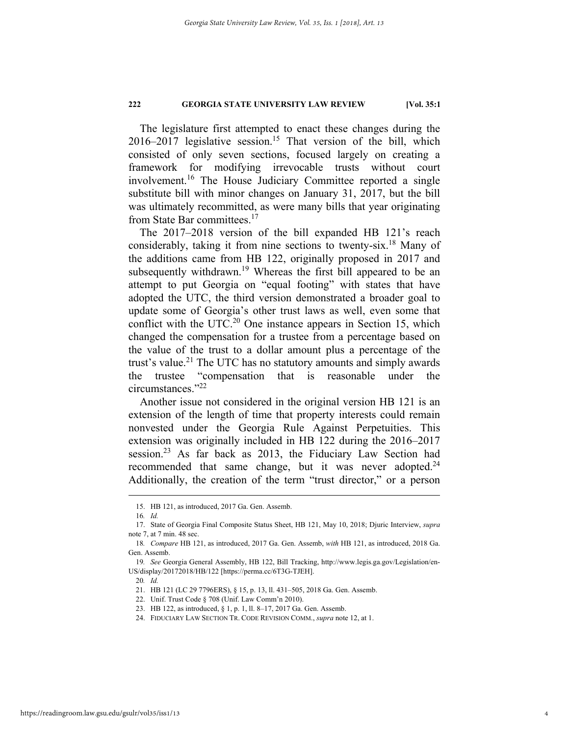The legislature first attempted to enact these changes during the 2016–2017 legislative session.[15] That version of the bill, which consisted of only seven sections, focused largely on creating a framework for modifying irrevocable trusts without court involvement.[16] The House Judiciary Committee reported a single substitute bill with minor changes on January 31, 2017, but the bill was ultimately recommitted, as were many bills that year originating from State Bar committees.[17]

The 2017–2018 version of the bill expanded HB 121's reach considerably, taking it from nine sections to twenty-six.[18] Many of the additions came from HB 122, originally proposed in 2017 and subsequently withdrawn.[19] Whereas the first bill appeared to be an attempt to put Georgia on "equal footing" with states that have adopted the UTC, the third version demonstrated a broader goal to update some of Georgia's other trust laws as well, even some that conflict with the UTC.[20] One instance appears in Section 15, which changed the compensation for a trustee from a percentage based on the value of the trust to a dollar amount plus a percentage of the trust's value.[21] The UTC has no statutory amounts and simply awards the trustee "compensation that is reasonable under the circumstances."[22]

Another issue not considered in the original version HB 121 is an extension of the length of time that property interests could remain nonvested under the Georgia Rule Against Perpetuities. This extension was originally included in HB 122 during the 2016–2017 session.[23] As far back as 2013, the Fiduciary Law Section had recommended that same change, but it was never adopted.[24] Additionally, the creation of the term "trust director," or a person

---

15. HB 121, as introduced, 2017 Ga. Gen. Assemb.

16. *Id.*

17. State of Georgia Final Composite Status Sheet, HB 121, May 10, 2018; Djuric Interview, *supra* note 7, at 7 min. 48 sec.

18. *Compare* HB 121, as introduced, 2017 Ga. Gen. Assemb, *with* HB 121, as introduced, 2018 Ga. Gen. Assemb.

19. *See* Georgia General Assembly, HB 122, Bill Tracking, http://www.legis.ga.gov/Legislation/en-US/display/20172018/HB/122 [https://perma.cc/6T3G-TJEH].

20. *Id.*

21. HB 121 (LC 29 7796ERS), § 15, p. 13, ll. 431–505, 2018 Ga. Gen. Assemb.

22. Unif. Trust Code § 708 (Unif. Law Comm'n 2010).

23. HB 122, as introduced, § 1, p. 1, ll. 8–17, 2017 Ga. Gen. Assemb.

24. FIDUCIARY LAW SECTION TR. CODE REVISION COMM., *supra* note 12, at 1.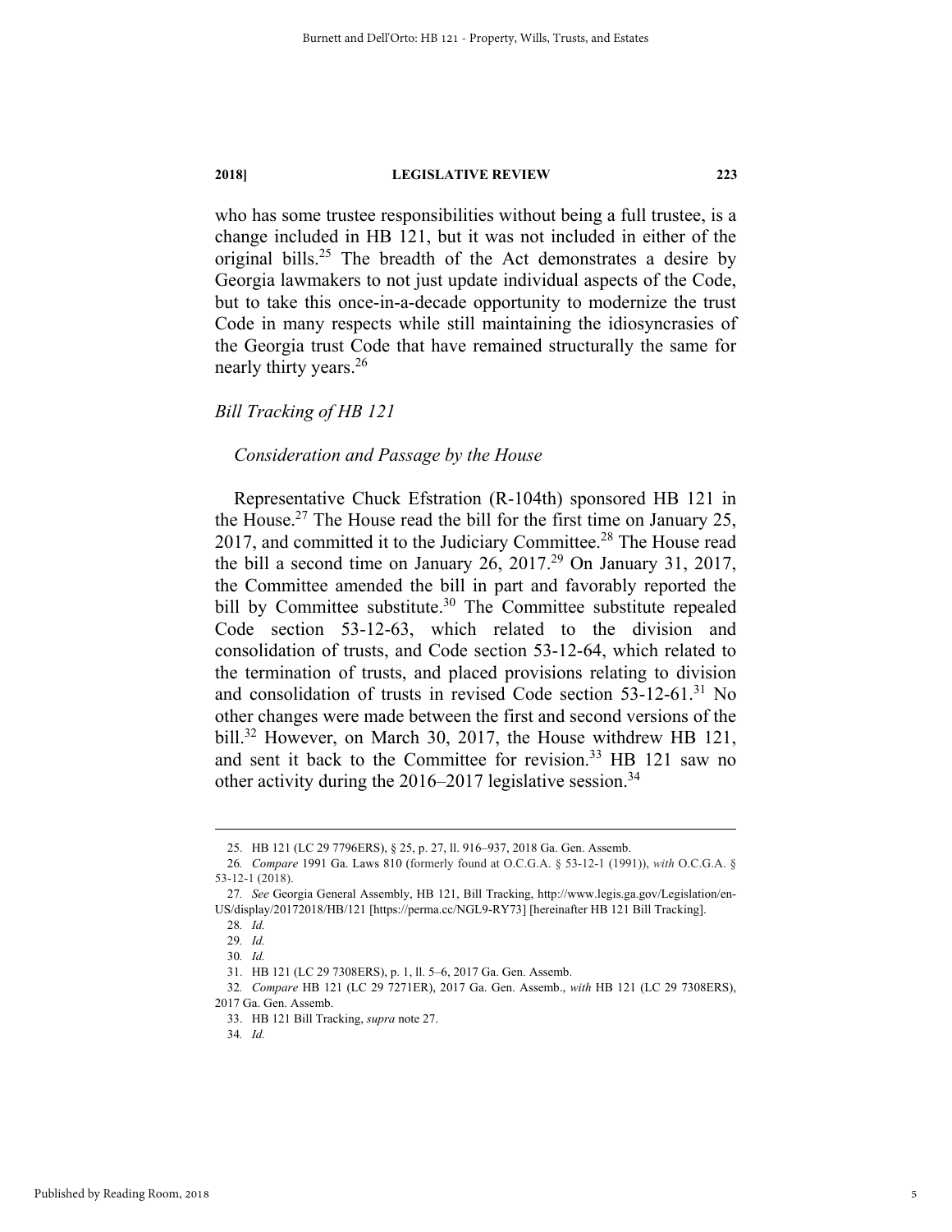who has some trustee responsibilities without being a full trustee, is a change included in HB 121, but it was not included in either of the original bills.[25] The breadth of the Act demonstrates a desire by Georgia lawmakers to not just update individual aspects of the Code, but to take this once-in-a-decade opportunity to modernize the trust Code in many respects while still maintaining the idiosyncrasies of the Georgia trust Code that have remained structurally the same for nearly thirty years.[26]

*Bill Tracking of HB 121*

*Consideration and Passage by the House*

Representative Chuck Efstration (R-104th) sponsored HB 121 in the House.[27] The House read the bill for the first time on January 25, 2017, and committed it to the Judiciary Committee.[28] The House read the bill a second time on January 26, 2017.[29] On January 31, 2017, the Committee amended the bill in part and favorably reported the bill by Committee substitute.[30] The Committee substitute repealed Code section 53-12-63, which related to the division and consolidation of trusts, and Code section 53-12-64, which related to the termination of trusts, and placed provisions relating to division and consolidation of trusts in revised Code section 53-12-61.[31] No other changes were made between the first and second versions of the bill.[32] However, on March 30, 2017, the House withdrew HB 121, and sent it back to the Committee for revision.[33] HB 121 saw no other activity during the 2016–2017 legislative session.[34]

---

25. HB 121 (LC 29 7796ERS), § 25, p. 27, ll. 916–937, 2018 Ga. Gen. Assemb.

26. *Compare* 1991 Ga. Laws 810 (formerly found at O.C.G.A. § 53-12-1 (1991)), *with* O.C.G.A. § 53-12-1 (2018).

27. *See* Georgia General Assembly, HB 121, Bill Tracking, http://www.legis.ga.gov/Legislation/en-US/display/20172018/HB/121 [https://perma.cc/NGL9-RY73] [hereinafter HB 121 Bill Tracking].

28. *Id.*

29. *Id.*

30. *Id.*

31. HB 121 (LC 29 7308ERS), p. 1, ll. 5–6, 2017 Ga. Gen. Assemb.

32. *Compare* HB 121 (LC 29 7271ER), 2017 Ga. Gen. Assemb., *with* HB 121 (LC 29 7308ERS), 2017 Ga. Gen. Assemb.

33. HB 121 Bill Tracking, *supra* note 27.

34. *Id.*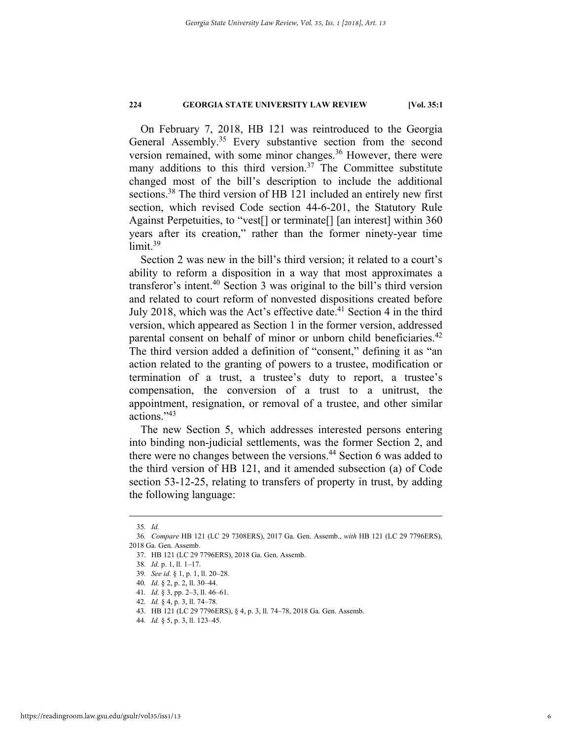On February 7, 2018, HB 121 was reintroduced to the Georgia General Assembly.[35] Every substantive section from the second version remained, with some minor changes.[36] However, there were many additions to this third version.[37] The Committee substitute changed most of the bill's description to include the additional sections.[38] The third version of HB 121 included an entirely new first section, which revised Code section 44-6-201, the Statutory Rule Against Perpetuities, to "vest[] or terminate[] [an interest] within 360 years after its creation," rather than the former ninety-year time limit.[39]

Section 2 was new in the bill's third version; it related to a court's ability to reform a disposition in a way that most approximates a transferor's intent.[40] Section 3 was original to the bill's third version and related to court reform of nonvested dispositions created before July 2018, which was the Act's effective date.[41] Section 4 in the third version, which appeared as Section 1 in the former version, addressed parental consent on behalf of minor or unborn child beneficiaries.[42] The third version added a definition of "consent," defining it as "an action related to the granting of powers to a trustee, modification or termination of a trust, a trustee's duty to report, a trustee's compensation, the conversion of a trust to a unitrust, the appointment, resignation, or removal of a trustee, and other similar actions."[43]

The new Section 5, which addresses interested persons entering into binding non-judicial settlements, was the former Section 2, and there were no changes between the versions.[44] Section 6 was added to the third version of HB 121, and it amended subsection (a) of Code section 53-12-25, relating to transfers of property in trust, by adding the following language:

---

35. *Id.*

36. *Compare* HB 121 (LC 29 7308ERS), 2017 Ga. Gen. Assemb., *with* HB 121 (LC 29 7796ERS), 2018 Ga. Gen. Assemb.

37. HB 121 (LC 29 7796ERS), 2018 Ga. Gen. Assemb.

38. *Id.* p. 1, ll. 1–17.

39. *See id.* § 1, p. 1, ll. 20–28.

40. *Id.* § 2, p. 2, ll. 30–44.

41. *Id.* § 3, pp. 2–3, ll. 46–61.

42. *Id.* § 4, p. 3, ll. 74–78.

43. HB 121 (LC 29 7796ERS), § 4, p. 3, ll. 74–78, 2018 Ga. Gen. Assemb.

44. *Id.* § 5, p. 3, ll. 123–45.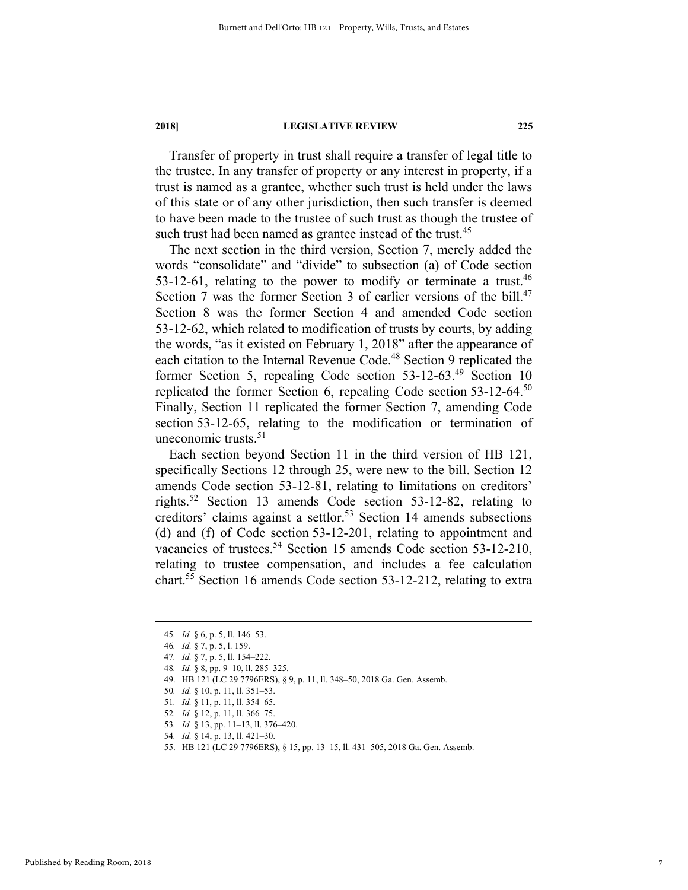Transfer of property in trust shall require a transfer of legal title to the trustee. In any transfer of property or any interest in property, if a trust is named as a grantee, whether such trust is held under the laws of this state or of any other jurisdiction, then such transfer is deemed to have been made to the trustee of such trust as though the trustee of such trust had been named as grantee instead of the trust.[45]

The next section in the third version, Section 7, merely added the words "consolidate" and "divide" to subsection (a) of Code section 53-12-61, relating to the power to modify or terminate a trust.[46] Section 7 was the former Section 3 of earlier versions of the bill.[47] Section 8 was the former Section 4 and amended Code section 53-12-62, which related to modification of trusts by courts, by adding the words, "as it existed on February 1, 2018" after the appearance of each citation to the Internal Revenue Code.[48] Section 9 replicated the former Section 5, repealing Code section 53-12-63.[49] Section 10 replicated the former Section 6, repealing Code section 53-12-64.[50] Finally, Section 11 replicated the former Section 7, amending Code section 53-12-65, relating to the modification or termination of uneconomic trusts.[51]

Each section beyond Section 11 in the third version of HB 121, specifically Sections 12 through 25, were new to the bill. Section 12 amends Code section 53-12-81, relating to limitations on creditors' rights.[52] Section 13 amends Code section 53-12-82, relating to creditors' claims against a settlor.[53] Section 14 amends subsections (d) and (f) of Code section 53-12-201, relating to appointment and vacancies of trustees.[54] Section 15 amends Code section 53-12-210, relating to trustee compensation, and includes a fee calculation chart.[55] Section 16 amends Code section 53-12-212, relating to extra

---

45. *Id.* § 6, p. 5, ll. 146–53.
46. *Id.* § 7, p. 5, l. 159.
47. *Id.* § 7, p. 5, ll. 154–222.
48. *Id.* § 8, pp. 9–10, ll. 285–325.
49. HB 121 (LC 29 7796ERS), § 9, p. 11, ll. 348–50, 2018 Ga. Gen. Assemb.
50. *Id.* § 10, p. 11, ll. 351–53.
51. *Id.* § 11, p. 11, ll. 354–65.
52. *Id.* § 12, p. 11, ll. 366–75.
53. *Id.* § 13, pp. 11–13, ll. 376–420.
54. *Id.* § 14, p. 13, ll. 421–30.
55. HB 121 (LC 29 7796ERS), § 15, pp. 13–15, ll. 431–505, 2018 Ga. Gen. Assemb.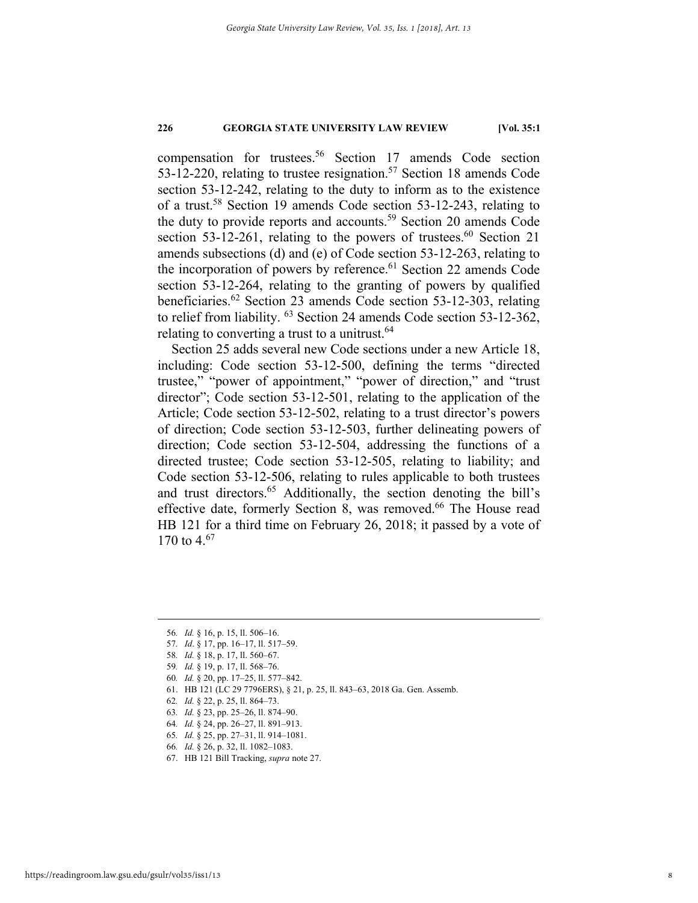compensation for trustees.[56] Section 17 amends Code section 53-12-220, relating to trustee resignation.[57] Section 18 amends Code section 53-12-242, relating to the duty to inform as to the existence of a trust.[58] Section 19 amends Code section 53-12-243, relating to the duty to provide reports and accounts.[59] Section 20 amends Code section 53-12-261, relating to the powers of trustees.[60] Section 21 amends subsections (d) and (e) of Code section 53-12-263, relating to the incorporation of powers by reference.[61] Section 22 amends Code section 53-12-264, relating to the granting of powers by qualified beneficiaries.[62] Section 23 amends Code section 53-12-303, relating to relief from liability. [63] Section 24 amends Code section 53-12-362, relating to converting a trust to a unitrust.[64]

Section 25 adds several new Code sections under a new Article 18, including: Code section 53-12-500, defining the terms "directed trustee," "power of appointment," "power of direction," and "trust director"; Code section 53-12-501, relating to the application of the Article; Code section 53-12-502, relating to a trust director's powers of direction; Code section 53-12-503, further delineating powers of direction; Code section 53-12-504, addressing the functions of a directed trustee; Code section 53-12-505, relating to liability; and Code section 53-12-506, relating to rules applicable to both trustees and trust directors.[65] Additionally, the section denoting the bill's effective date, formerly Section 8, was removed.[66] The House read HB 121 for a third time on February 26, 2018; it passed by a vote of 170 to 4.[67]

---

56. *Id.* § 16, p. 15, ll. 506–16.
57. *Id*. § 17, pp. 16–17, ll. 517–59.
58. *Id.* § 18, p. 17, ll. 560–67.
59. *Id.* § 19, p. 17, ll. 568–76.
60. *Id.* § 20, pp. 17–25, ll. 577–842.
61. HB 121 (LC 29 7796ERS), § 21, p. 25, ll. 843–63, 2018 Ga. Gen. Assemb.
62. *Id.* § 22, p. 25, ll. 864–73.
63. *Id.* § 23, pp. 25–26, ll. 874–90.
64. *Id.* § 24, pp. 26–27, ll. 891–913.
65. *Id.* § 25, pp. 27–31, ll. 914–1081.
66. *Id.* § 26, p. 32, ll. 1082–1083.
67. HB 121 Bill Tracking, *supra* note 27.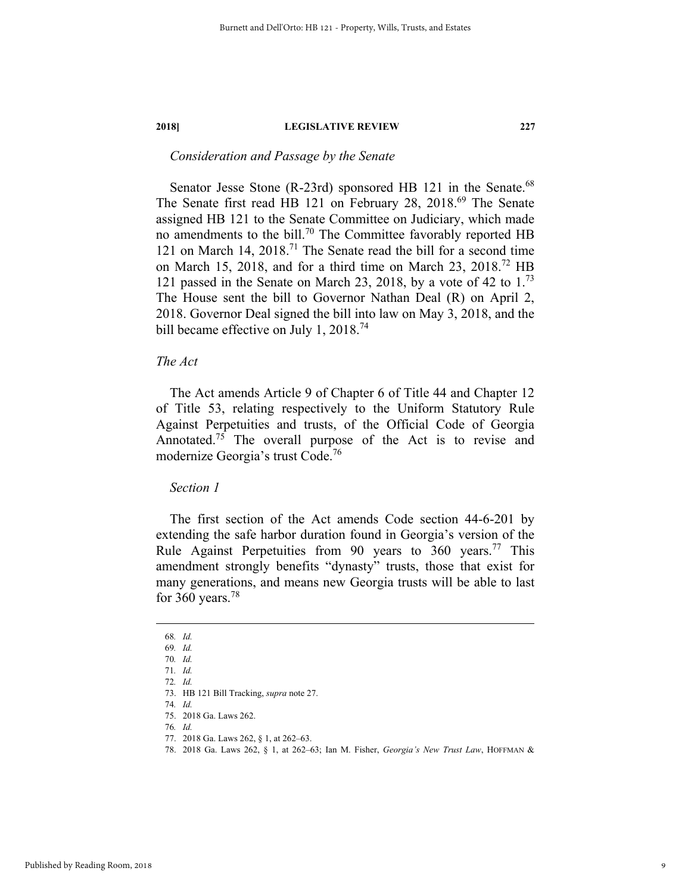*Consideration and Passage by the Senate*

Senator Jesse Stone (R-23rd) sponsored HB 121 in the Senate.[68] The Senate first read HB 121 on February 28, 2018.[69] The Senate assigned HB 121 to the Senate Committee on Judiciary, which made no amendments to the bill.[70] The Committee favorably reported HB 121 on March 14, 2018.[71] The Senate read the bill for a second time on March 15, 2018, and for a third time on March 23, 2018.[72] HB 121 passed in the Senate on March 23, 2018, by a vote of 42 to 1.[73] The House sent the bill to Governor Nathan Deal (R) on April 2, 2018. Governor Deal signed the bill into law on May 3, 2018, and the bill became effective on July 1, 2018.[74]

*The Act*

The Act amends Article 9 of Chapter 6 of Title 44 and Chapter 12 of Title 53, relating respectively to the Uniform Statutory Rule Against Perpetuities and trusts, of the Official Code of Georgia Annotated.[75] The overall purpose of the Act is to revise and modernize Georgia's trust Code.[76]

*Section 1*

The first section of the Act amends Code section 44-6-201 by extending the safe harbor duration found in Georgia's version of the Rule Against Perpetuities from 90 years to 360 years.[77] This amendment strongly benefits "dynasty" trusts, those that exist for many generations, and means new Georgia trusts will be able to last for 360 years.[78]

---

68. *Id.*
69. *Id.*
70. *Id.*
71. *Id.*
72. *Id.*
73. HB 121 Bill Tracking, *supra* note 27.
74. *Id.*
75. 2018 Ga. Laws 262.
76. *Id.*
77. 2018 Ga. Laws 262, § 1, at 262–63.
78. 2018 Ga. Laws 262, § 1, at 262–63; Ian M. Fisher, *Georgia's New Trust Law*, HOFFMAN &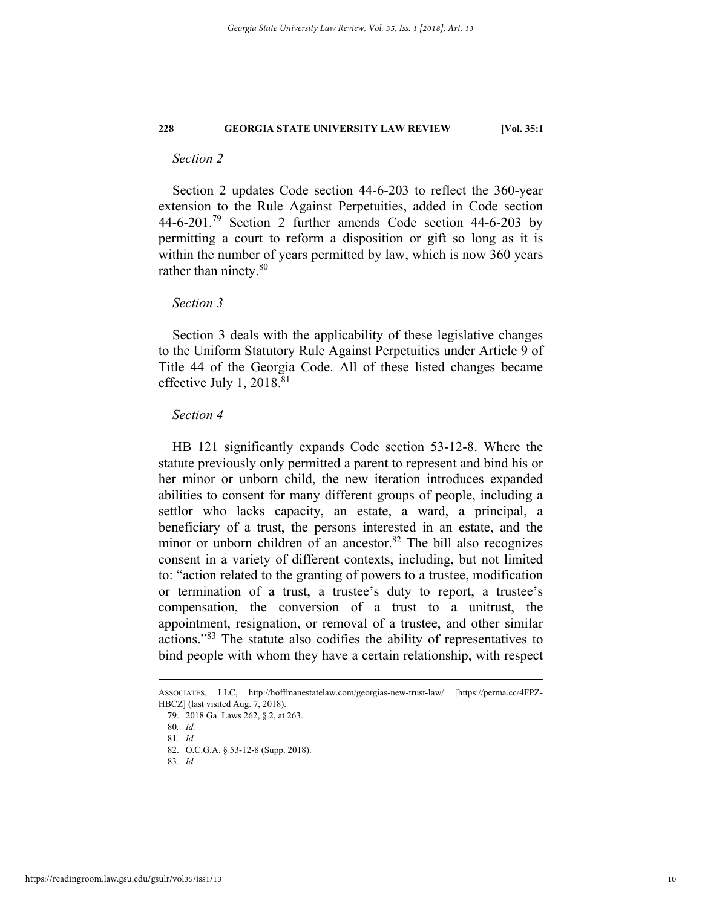*Section 2*

Section 2 updates Code section 44-6-203 to reflect the 360-year extension to the Rule Against Perpetuities, added in Code section 44-6-201.[79] Section 2 further amends Code section 44-6-203 by permitting a court to reform a disposition or gift so long as it is within the number of years permitted by law, which is now 360 years rather than ninety.[80]

*Section 3*

Section 3 deals with the applicability of these legislative changes to the Uniform Statutory Rule Against Perpetuities under Article 9 of Title 44 of the Georgia Code. All of these listed changes became effective July 1, 2018.[81]

*Section 4*

HB 121 significantly expands Code section 53-12-8. Where the statute previously only permitted a parent to represent and bind his or her minor or unborn child, the new iteration introduces expanded abilities to consent for many different groups of people, including a settlor who lacks capacity, an estate, a ward, a principal, a beneficiary of a trust, the persons interested in an estate, and the minor or unborn children of an ancestor.[82] The bill also recognizes consent in a variety of different contexts, including, but not limited to: "action related to the granting of powers to a trustee, modification or termination of a trust, a trustee's duty to report, a trustee's compensation, the conversion of a trust to a unitrust, the appointment, resignation, or removal of a trustee, and other similar actions."[83] The statute also codifies the ability of representatives to bind people with whom they have a certain relationship, with respect

---

ASSOCIATES, LLC, http://hoffmanestatelaw.com/georgias-new-trust-law/ [https://perma.cc/4FPZ-HBCZ] (last visited Aug. 7, 2018).

79. 2018 Ga. Laws 262, § 2, at 263.

80. *Id.*

81. *Id.*

82. O.C.G.A. § 53-12-8 (Supp. 2018).

83. *Id.*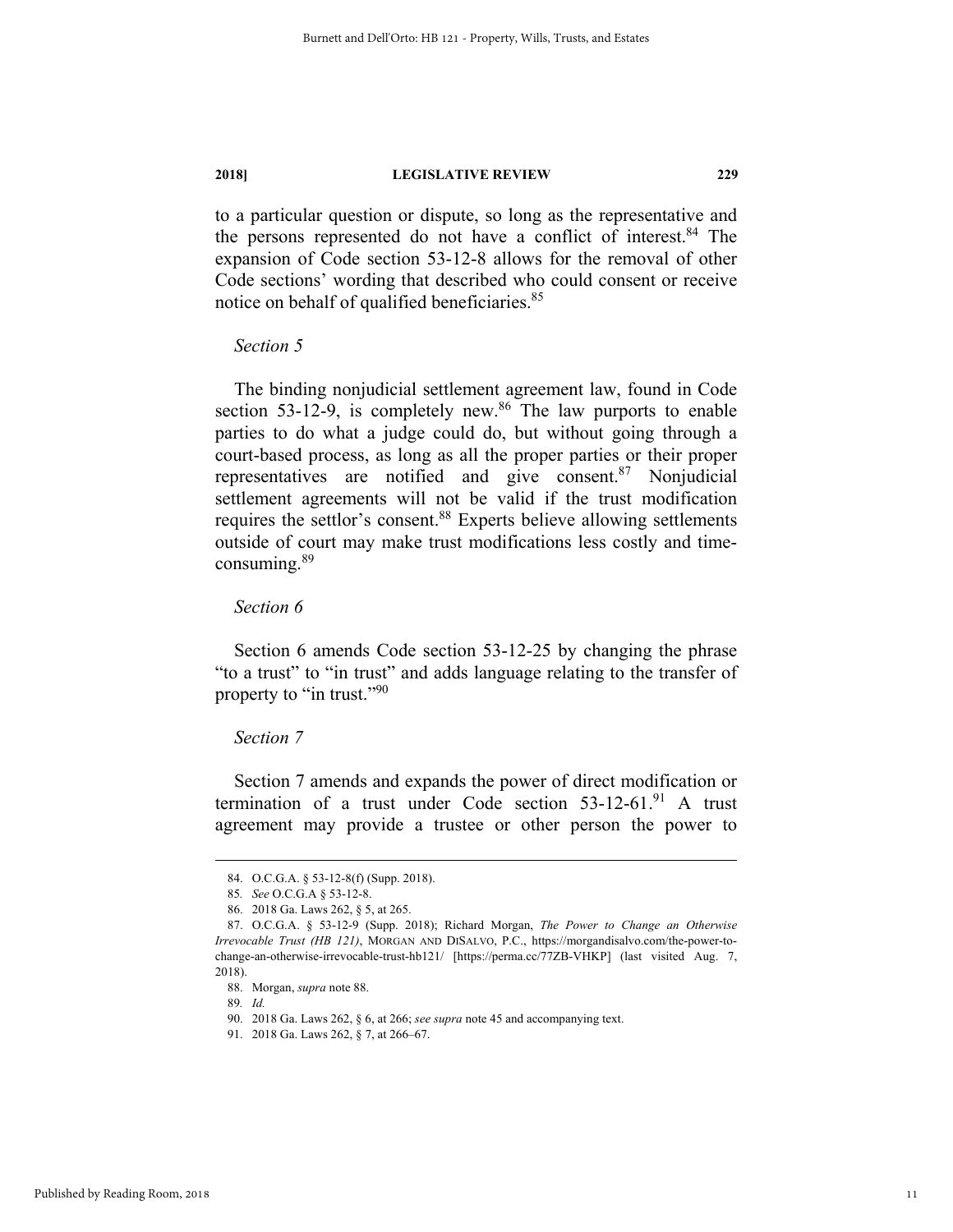to a particular question or dispute, so long as the representative and the persons represented do not have a conflict of interest.[84] The expansion of Code section 53-12-8 allows for the removal of other Code sections' wording that described who could consent or receive notice on behalf of qualified beneficiaries.[85]

*Section 5*

The binding nonjudicial settlement agreement law, found in Code section 53-12-9, is completely new.[86] The law purports to enable parties to do what a judge could do, but without going through a court-based process, as long as all the proper parties or their proper representatives are notified and give consent.[87] Nonjudicial settlement agreements will not be valid if the trust modification requires the settlor's consent.[88] Experts believe allowing settlements outside of court may make trust modifications less costly and time-consuming.[89]

*Section 6*

Section 6 amends Code section 53-12-25 by changing the phrase "to a trust" to "in trust" and adds language relating to the transfer of property to "in trust."[90]

*Section 7*

Section 7 amends and expands the power of direct modification or termination of a trust under Code section 53-12-61.[91] A trust agreement may provide a trustee or other person the power to

---

84. O.C.G.A. § 53-12-8(f) (Supp. 2018).

85. *See* O.C.G.A § 53-12-8.

86. 2018 Ga. Laws 262, § 5, at 265.

87. O.C.G.A. § 53-12-9 (Supp. 2018); Richard Morgan, *The Power to Change an Otherwise Irrevocable Trust (HB 121)*, MORGAN AND DISALVO, P.C., https://morgandisalvo.com/the-power-to-change-an-otherwise-irrevocable-trust-hb121/ [https://perma.cc/77ZB-VHKP] (last visited Aug. 7, 2018).

88. Morgan, *supra* note 88.

89. *Id.*

90. 2018 Ga. Laws 262, § 6, at 266; *see supra* note 45 and accompanying text.

91. 2018 Ga. Laws 262, § 7, at 266–67.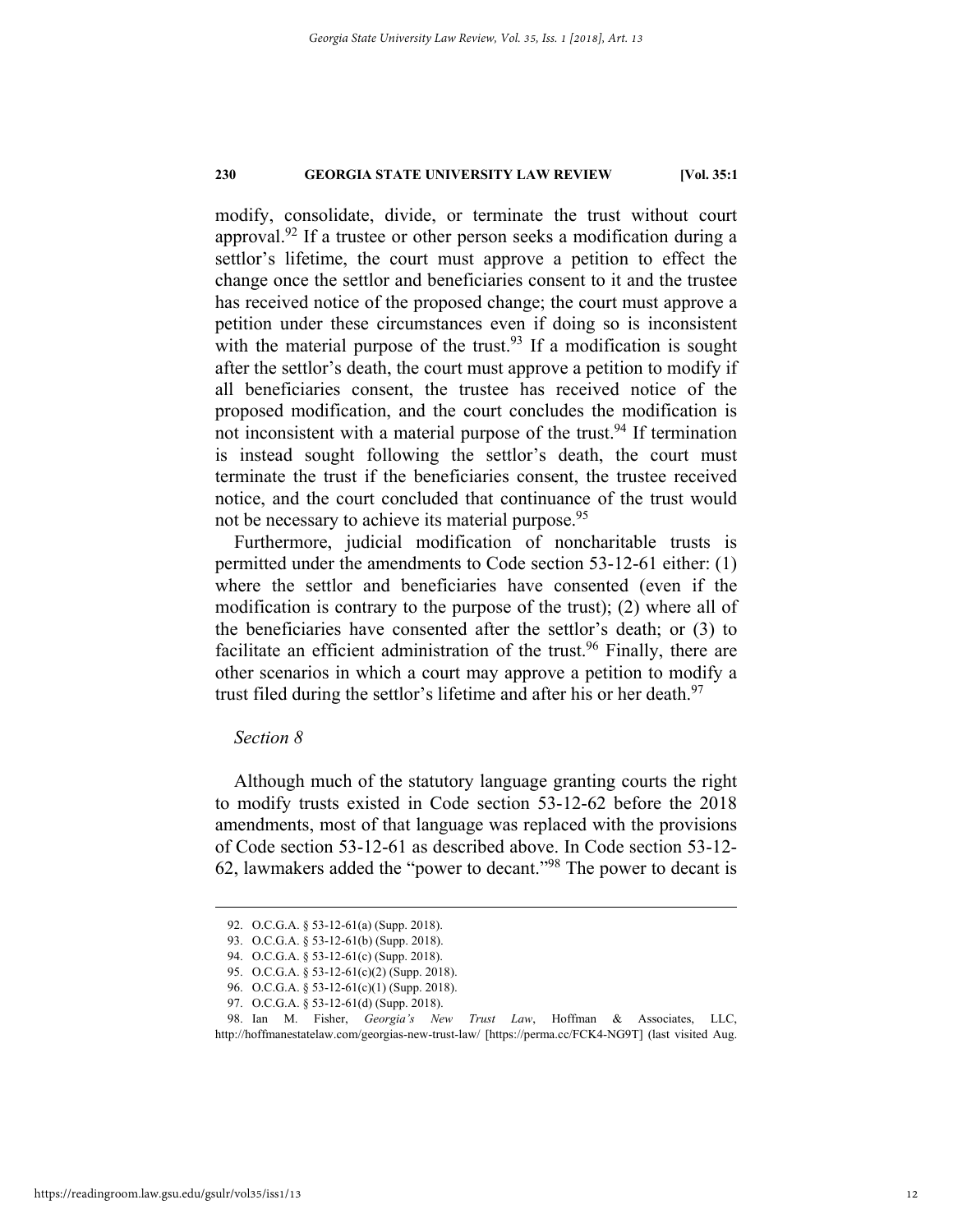modify, consolidate, divide, or terminate the trust without court approval.[92] If a trustee or other person seeks a modification during a settlor's lifetime, the court must approve a petition to effect the change once the settlor and beneficiaries consent to it and the trustee has received notice of the proposed change; the court must approve a petition under these circumstances even if doing so is inconsistent with the material purpose of the trust.[93] If a modification is sought after the settlor's death, the court must approve a petition to modify if all beneficiaries consent, the trustee has received notice of the proposed modification, and the court concludes the modification is not inconsistent with a material purpose of the trust.[94] If termination is instead sought following the settlor's death, the court must terminate the trust if the beneficiaries consent, the trustee received notice, and the court concluded that continuance of the trust would not be necessary to achieve its material purpose.[95]

Furthermore, judicial modification of noncharitable trusts is permitted under the amendments to Code section 53-12-61 either: (1) where the settlor and beneficiaries have consented (even if the modification is contrary to the purpose of the trust); (2) where all of the beneficiaries have consented after the settlor's death; or (3) to facilitate an efficient administration of the trust.[96] Finally, there are other scenarios in which a court may approve a petition to modify a trust filed during the settlor's lifetime and after his or her death.[97]

*Section 8*

Although much of the statutory language granting courts the right to modify trusts existed in Code section 53-12-62 before the 2018 amendments, most of that language was replaced with the provisions of Code section 53-12-61 as described above. In Code section 53-12-62, lawmakers added the "power to decant."[98] The power to decant is

---

92. O.C.G.A. § 53-12-61(a) (Supp. 2018).

93. O.C.G.A. § 53-12-61(b) (Supp. 2018).

94. O.C.G.A. § 53-12-61(c) (Supp. 2018).

95. O.C.G.A. § 53-12-61(c)(2) (Supp. 2018).

96. O.C.G.A. § 53-12-61(c)(1) (Supp. 2018).

97. O.C.G.A. § 53-12-61(d) (Supp. 2018).

98. Ian M. Fisher, *Georgia's New Trust Law*, Hoffman & Associates, LLC, http://hoffmanestatelaw.com/georgias-new-trust-law/ [https://perma.cc/FCK4-NG9T] (last visited Aug.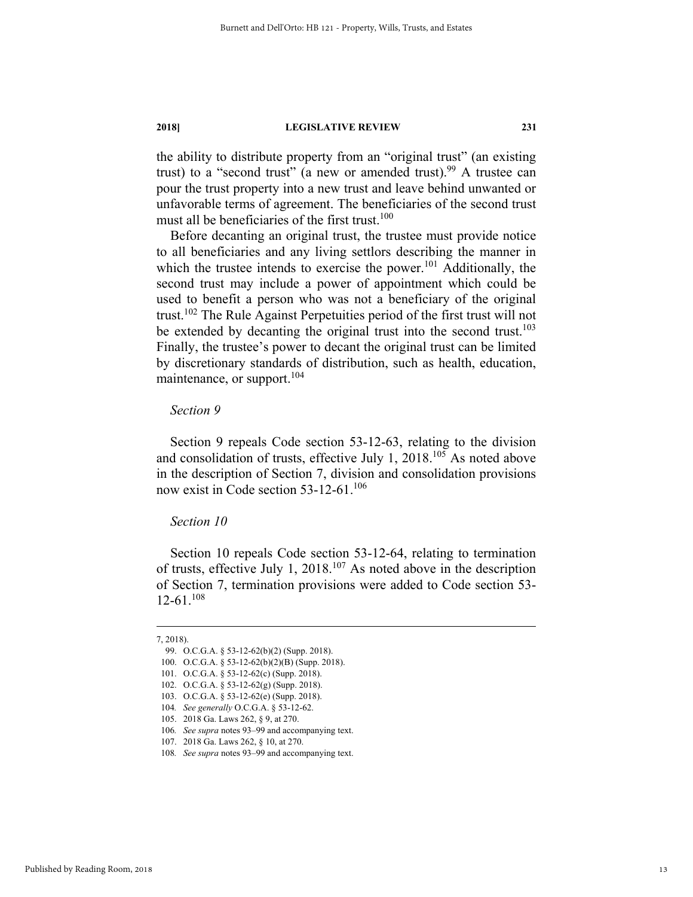the ability to distribute property from an "original trust" (an existing trust) to a "second trust" (a new or amended trust).[99] A trustee can pour the trust property into a new trust and leave behind unwanted or unfavorable terms of agreement. The beneficiaries of the second trust must all be beneficiaries of the first trust.[100]

Before decanting an original trust, the trustee must provide notice to all beneficiaries and any living settlors describing the manner in which the trustee intends to exercise the power.[101] Additionally, the second trust may include a power of appointment which could be used to benefit a person who was not a beneficiary of the original trust.[102] The Rule Against Perpetuities period of the first trust will not be extended by decanting the original trust into the second trust.[103] Finally, the trustee's power to decant the original trust can be limited by discretionary standards of distribution, such as health, education, maintenance, or support.[104]

*Section 9*

Section 9 repeals Code section 53-12-63, relating to the division and consolidation of trusts, effective July 1, 2018.[105] As noted above in the description of Section 7, division and consolidation provisions now exist in Code section 53-12-61.[106]

*Section 10*

Section 10 repeals Code section 53-12-64, relating to termination of trusts, effective July 1, 2018.[107] As noted above in the description of Section 7, termination provisions were added to Code section 53-12-61.[108]

---

7, 2018).

99. O.C.G.A. § 53-12-62(b)(2) (Supp. 2018).

100. O.C.G.A. § 53-12-62(b)(2)(B) (Supp. 2018).

101. O.C.G.A. § 53-12-62(c) (Supp. 2018).

102. O.C.G.A. § 53-12-62(g) (Supp. 2018).

103. O.C.G.A. § 53-12-62(e) (Supp. 2018).

104. *See generally* O.C.G.A. § 53-12-62.

105. 2018 Ga. Laws 262, § 9, at 270.

106. *See supra* notes 93–99 and accompanying text.

107. 2018 Ga. Laws 262, § 10, at 270.

108. *See supra* notes 93–99 and accompanying text.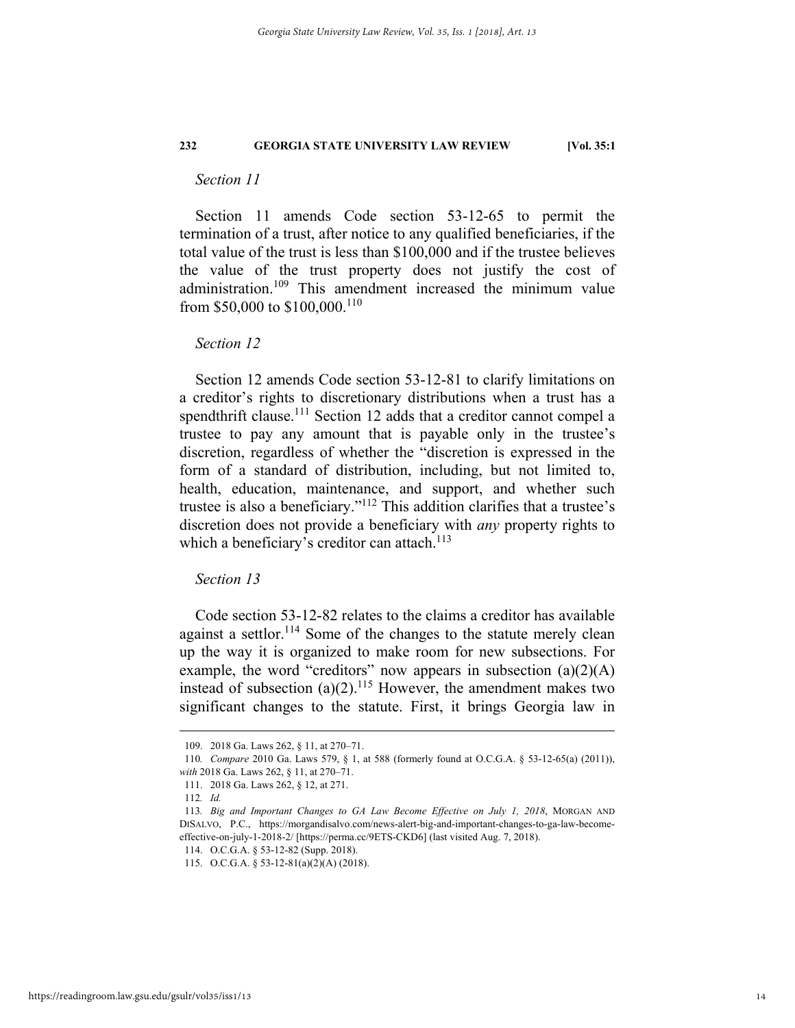*Section 11*

Section 11 amends Code section 53-12-65 to permit the termination of a trust, after notice to any qualified beneficiaries, if the total value of the trust is less than $100,000 and if the trustee believes the value of the trust property does not justify the cost of administration.[109] This amendment increased the minimum value from $50,000 to $100,000.[110]

*Section 12*

Section 12 amends Code section 53-12-81 to clarify limitations on a creditor's rights to discretionary distributions when a trust has a spendthrift clause.[111] Section 12 adds that a creditor cannot compel a trustee to pay any amount that is payable only in the trustee's discretion, regardless of whether the "discretion is expressed in the form of a standard of distribution, including, but not limited to, health, education, maintenance, and support, and whether such trustee is also a beneficiary."[112] This addition clarifies that a trustee's discretion does not provide a beneficiary with *any* property rights to which a beneficiary's creditor can attach.[113]

*Section 13*

Code section 53-12-82 relates to the claims a creditor has available against a settlor.[114] Some of the changes to the statute merely clean up the way it is organized to make room for new subsections. For example, the word "creditors" now appears in subsection (a)(2)(A) instead of subsection (a)(2).[115] However, the amendment makes two significant changes to the statute. First, it brings Georgia law in

---

109. 2018 Ga. Laws 262, § 11, at 270–71.

110. *Compare* 2010 Ga. Laws 579, § 1, at 588 (formerly found at O.C.G.A. § 53-12-65(a) (2011)), *with* 2018 Ga. Laws 262, § 11, at 270–71.

111. 2018 Ga. Laws 262, § 12, at 271.

112. *Id.*

113. *Big and Important Changes to GA Law Become Effective on July 1, 2018*, MORGAN AND DISALVO, P.C., https://morgandisalvo.com/news-alert-big-and-important-changes-to-ga-law-become-effective-on-july-1-2018-2/ [https://perma.cc/9ETS-CKD6] (last visited Aug. 7, 2018).

114. O.C.G.A. § 53-12-82 (Supp. 2018).

115. O.C.G.A. § 53-12-81(a)(2)(A) (2018).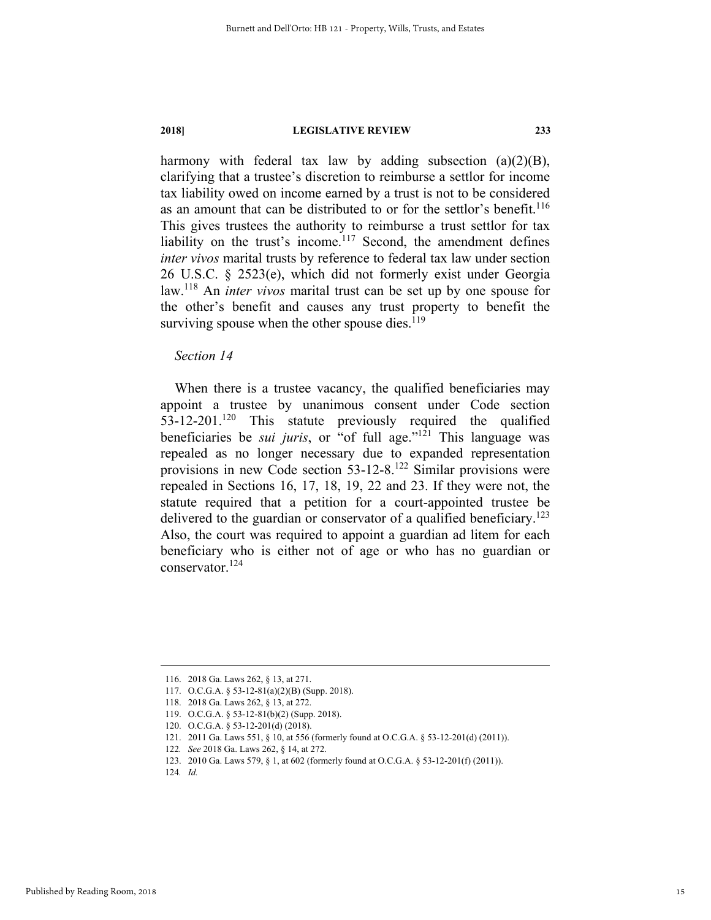harmony with federal tax law by adding subsection (a)(2)(B), clarifying that a trustee's discretion to reimburse a settlor for income tax liability owed on income earned by a trust is not to be considered as an amount that can be distributed to or for the settlor's benefit.[116] This gives trustees the authority to reimburse a trust settlor for tax liability on the trust's income.[117] Second, the amendment defines *inter vivos* marital trusts by reference to federal tax law under section 26 U.S.C. § 2523(e), which did not formerly exist under Georgia law.[118] An *inter vivos* marital trust can be set up by one spouse for the other's benefit and causes any trust property to benefit the surviving spouse when the other spouse dies.[119]

*Section 14*

When there is a trustee vacancy, the qualified beneficiaries may appoint a trustee by unanimous consent under Code section 53-12-201.[120] This statute previously required the qualified beneficiaries be *sui juris*, or "of full age."[121] This language was repealed as no longer necessary due to expanded representation provisions in new Code section 53-12-8.[122] Similar provisions were repealed in Sections 16, 17, 18, 19, 22 and 23. If they were not, the statute required that a petition for a court-appointed trustee be delivered to the guardian or conservator of a qualified beneficiary.[123] Also, the court was required to appoint a guardian ad litem for each beneficiary who is either not of age or who has no guardian or conservator.[124]

---

116. 2018 Ga. Laws 262, § 13, at 271.
117. O.C.G.A. § 53-12-81(a)(2)(B) (Supp. 2018).
118. 2018 Ga. Laws 262, § 13, at 272.
119. O.C.G.A. § 53-12-81(b)(2) (Supp. 2018).
120. O.C.G.A. § 53-12-201(d) (2018).
121. 2011 Ga. Laws 551, § 10, at 556 (formerly found at O.C.G.A. § 53-12-201(d) (2011)).
122. *See* 2018 Ga. Laws 262, § 14, at 272.
123. 2010 Ga. Laws 579, § 1, at 602 (formerly found at O.C.G.A. § 53-12-201(f) (2011)).
124. *Id.*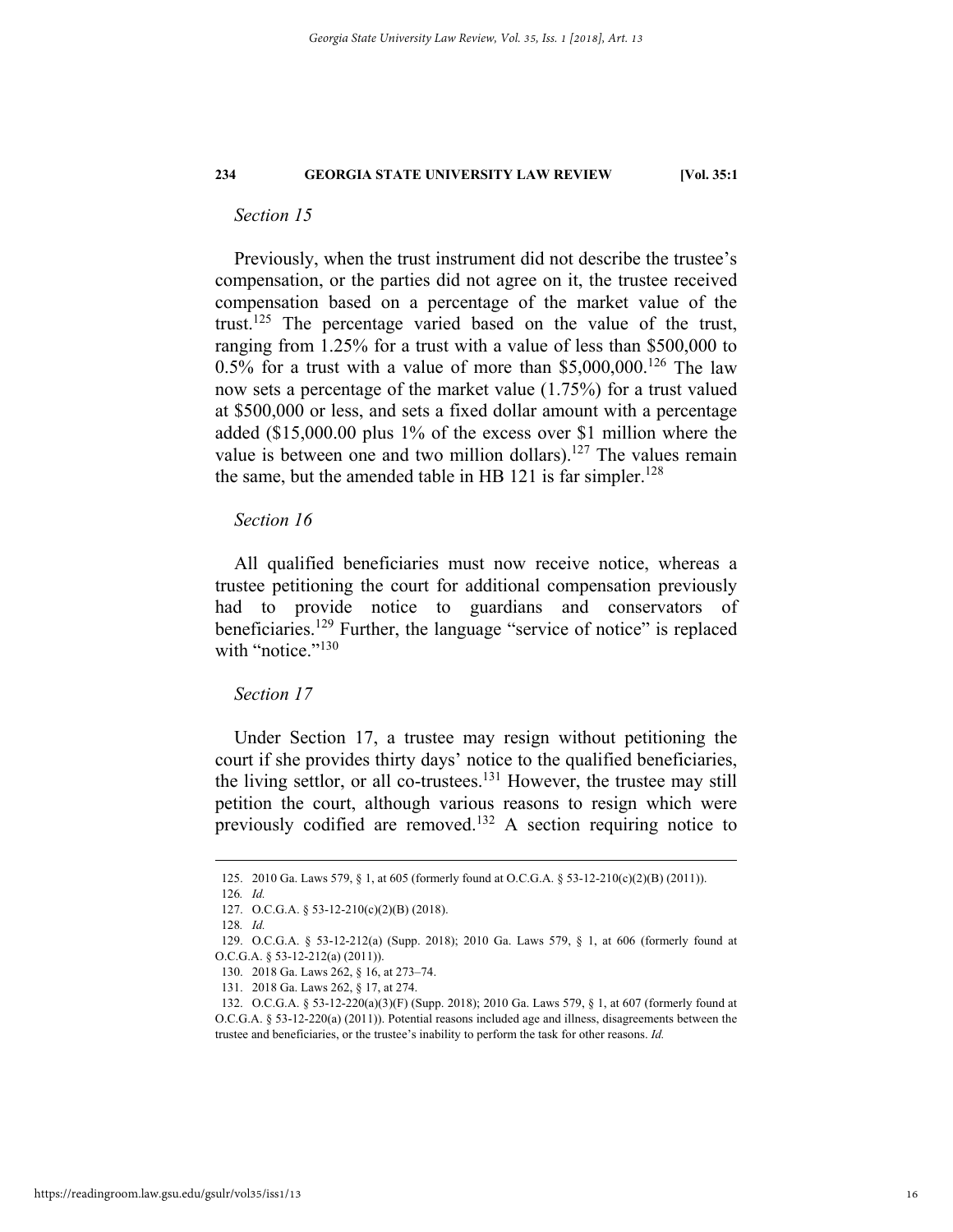*Section 15*

Previously, when the trust instrument did not describe the trustee's compensation, or the parties did not agree on it, the trustee received compensation based on a percentage of the market value of the trust.[125] The percentage varied based on the value of the trust, ranging from 1.25% for a trust with a value of less than $500,000 to 0.5% for a trust with a value of more than $5,000,000.[126] The law now sets a percentage of the market value (1.75%) for a trust valued at $500,000 or less, and sets a fixed dollar amount with a percentage added ($15,000.00 plus 1% of the excess over $1 million where the value is between one and two million dollars).[127] The values remain the same, but the amended table in HB 121 is far simpler.[128]

*Section 16*

All qualified beneficiaries must now receive notice, whereas a trustee petitioning the court for additional compensation previously had to provide notice to guardians and conservators of beneficiaries.[129] Further, the language "service of notice" is replaced with "notice."[130]

*Section 17*

Under Section 17, a trustee may resign without petitioning the court if she provides thirty days' notice to the qualified beneficiaries, the living settlor, or all co-trustees.[131] However, the trustee may still petition the court, although various reasons to resign which were previously codified are removed.[132] A section requiring notice to

---

125. 2010 Ga. Laws 579, § 1, at 605 (formerly found at O.C.G.A. § 53-12-210(c)(2)(B) (2011)).

126. *Id.*

127. O.C.G.A. § 53-12-210(c)(2)(B) (2018).

128. *Id.*

129. O.C.G.A. § 53-12-212(a) (Supp. 2018); 2010 Ga. Laws 579, § 1, at 606 (formerly found at O.C.G.A. § 53-12-212(a) (2011)).

130. 2018 Ga. Laws 262, § 16, at 273–74.

131. 2018 Ga. Laws 262, § 17, at 274.

132. O.C.G.A. § 53-12-220(a)(3)(F) (Supp. 2018); 2010 Ga. Laws 579, § 1, at 607 (formerly found at O.C.G.A. § 53-12-220(a) (2011)). Potential reasons included age and illness, disagreements between the trustee and beneficiaries, or the trustee's inability to perform the task for other reasons. *Id.*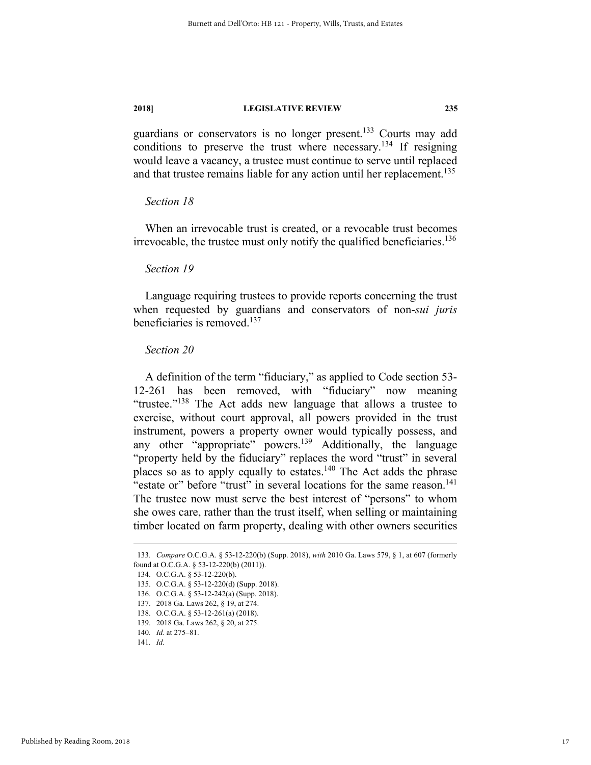guardians or conservators is no longer present.[133] Courts may add conditions to preserve the trust where necessary.[134] If resigning would leave a vacancy, a trustee must continue to serve until replaced and that trustee remains liable for any action until her replacement.[135]

*Section 18*

When an irrevocable trust is created, or a revocable trust becomes irrevocable, the trustee must only notify the qualified beneficiaries.[136]

*Section 19*

Language requiring trustees to provide reports concerning the trust when requested by guardians and conservators of non-*sui juris* beneficiaries is removed.[137]

*Section 20*

A definition of the term "fiduciary," as applied to Code section 53-12-261 has been removed, with "fiduciary" now meaning "trustee."[138] The Act adds new language that allows a trustee to exercise, without court approval, all powers provided in the trust instrument, powers a property owner would typically possess, and any other "appropriate" powers.[139] Additionally, the language "property held by the fiduciary" replaces the word "trust" in several places so as to apply equally to estates.[140] The Act adds the phrase "estate or" before "trust" in several locations for the same reason.[141] The trustee now must serve the best interest of "persons" to whom she owes care, rather than the trust itself, when selling or maintaining timber located on farm property, dealing with other owners securities

---

133. *Compare* O.C.G.A. § 53-12-220(b) (Supp. 2018), *with* 2010 Ga. Laws 579, § 1, at 607 (formerly found at O.C.G.A. § 53-12-220(b) (2011)).

134. O.C.G.A. § 53-12-220(b).

135. O.C.G.A. § 53-12-220(d) (Supp. 2018).

136. O.C.G.A. § 53-12-242(a) (Supp. 2018).

137. 2018 Ga. Laws 262, § 19, at 274.

138. O.C.G.A. § 53-12-261(a) (2018).

139. 2018 Ga. Laws 262, § 20, at 275.

140. *Id.* at 275–81.

141. *Id.*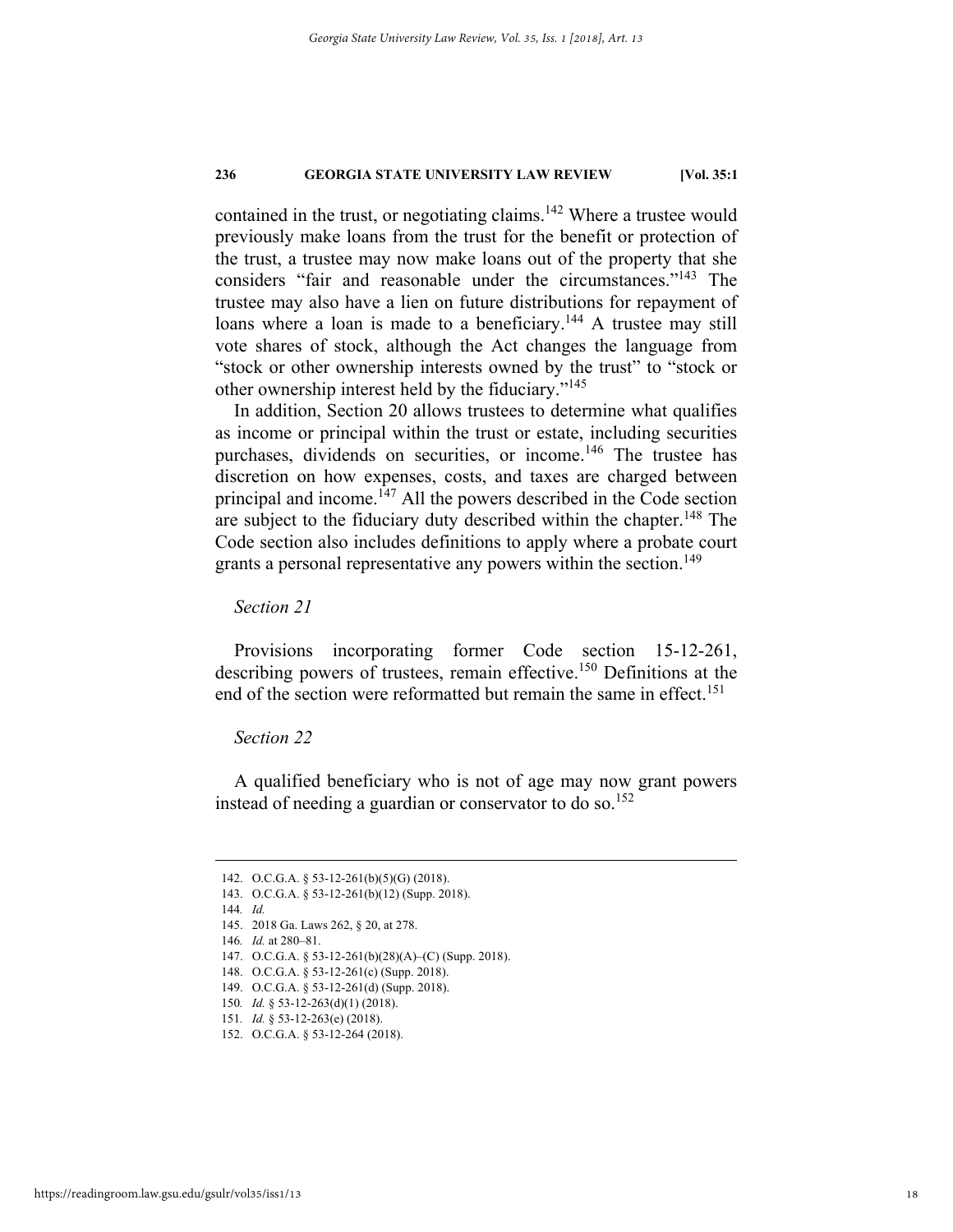contained in the trust, or negotiating claims.[142] Where a trustee would previously make loans from the trust for the benefit or protection of the trust, a trustee may now make loans out of the property that she considers "fair and reasonable under the circumstances."[143] The trustee may also have a lien on future distributions for repayment of loans where a loan is made to a beneficiary.[144] A trustee may still vote shares of stock, although the Act changes the language from "stock or other ownership interests owned by the trust" to "stock or other ownership interest held by the fiduciary."[145]

In addition, Section 20 allows trustees to determine what qualifies as income or principal within the trust or estate, including securities purchases, dividends on securities, or income.[146] The trustee has discretion on how expenses, costs, and taxes are charged between principal and income.[147] All the powers described in the Code section are subject to the fiduciary duty described within the chapter.[148] The Code section also includes definitions to apply where a probate court grants a personal representative any powers within the section.[149]

*Section 21*

Provisions incorporating former Code section 15-12-261, describing powers of trustees, remain effective.[150] Definitions at the end of the section were reformatted but remain the same in effect.[151]

*Section 22*

A qualified beneficiary who is not of age may now grant powers instead of needing a guardian or conservator to do so.[152]

---

142. O.C.G.A. § 53-12-261(b)(5)(G) (2018).
143. O.C.G.A. § 53-12-261(b)(12) (Supp. 2018).
144. *Id.*
145. 2018 Ga. Laws 262, § 20, at 278.
146. *Id.* at 280–81.
147. O.C.G.A. § 53-12-261(b)(28)(A)–(C) (Supp. 2018).
148. O.C.G.A. § 53-12-261(c) (Supp. 2018).
149. O.C.G.A. § 53-12-261(d) (Supp. 2018).
150. *Id.* § 53-12-263(d)(1) (2018).
151. *Id.* § 53-12-263(e) (2018).
152. O.C.G.A. § 53-12-264 (2018).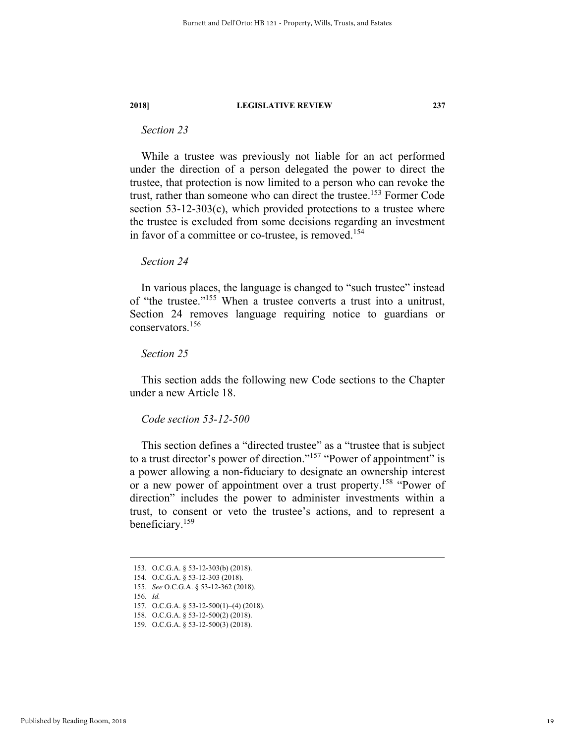*Section 23*

While a trustee was previously not liable for an act performed under the direction of a person delegated the power to direct the trustee, that protection is now limited to a person who can revoke the trust, rather than someone who can direct the trustee.[153] Former Code section 53-12-303(c), which provided protections to a trustee where the trustee is excluded from some decisions regarding an investment in favor of a committee or co-trustee, is removed.[154]

*Section 24*

In various places, the language is changed to "such trustee" instead of "the trustee."[155] When a trustee converts a trust into a unitrust, Section 24 removes language requiring notice to guardians or conservators.[156]

*Section 25*

This section adds the following new Code sections to the Chapter under a new Article 18.

*Code section 53-12-500*

This section defines a "directed trustee" as a "trustee that is subject to a trust director's power of direction."[157] "Power of appointment" is a power allowing a non-fiduciary to designate an ownership interest or a new power of appointment over a trust property.[158] "Power of direction" includes the power to administer investments within a trust, to consent or veto the trustee's actions, and to represent a beneficiary.[159]

---

153. O.C.G.A. § 53-12-303(b) (2018).
154. O.C.G.A. § 53-12-303 (2018).
155. *See* O.C.G.A. § 53-12-362 (2018).
156. *Id.*
157. O.C.G.A. § 53-12-500(1)–(4) (2018).
158. O.C.G.A. § 53-12-500(2) (2018).
159. O.C.G.A. § 53-12-500(3) (2018).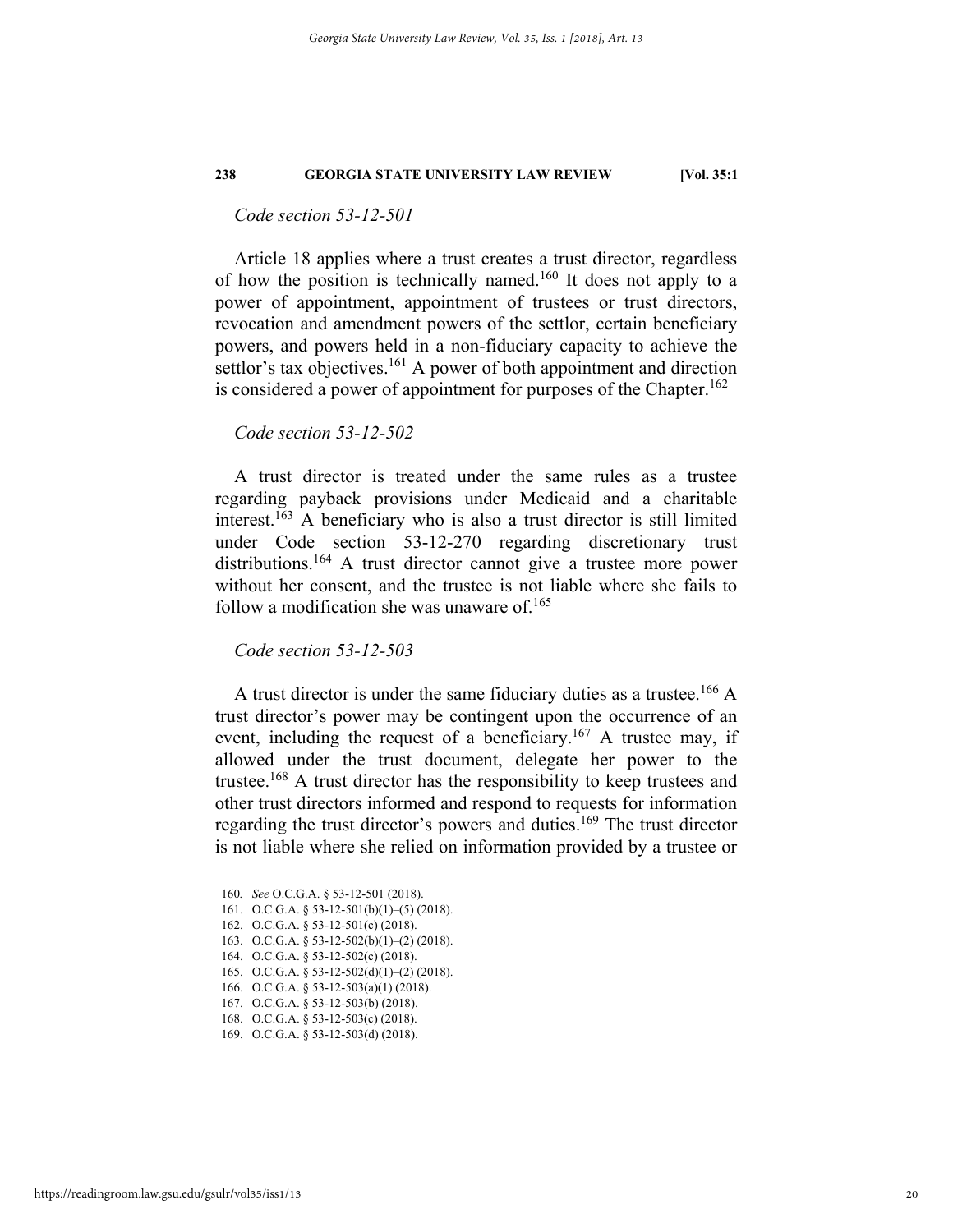*Code section 53-12-501*

Article 18 applies where a trust creates a trust director, regardless of how the position is technically named.[160] It does not apply to a power of appointment, appointment of trustees or trust directors, revocation and amendment powers of the settlor, certain beneficiary powers, and powers held in a non-fiduciary capacity to achieve the settlor's tax objectives.[161] A power of both appointment and direction is considered a power of appointment for purposes of the Chapter.[162]

*Code section 53-12-502*

A trust director is treated under the same rules as a trustee regarding payback provisions under Medicaid and a charitable interest.[163] A beneficiary who is also a trust director is still limited under Code section 53-12-270 regarding discretionary trust distributions.[164] A trust director cannot give a trustee more power without her consent, and the trustee is not liable where she fails to follow a modification she was unaware of.[165]

*Code section 53-12-503*

A trust director is under the same fiduciary duties as a trustee.[166] A trust director's power may be contingent upon the occurrence of an event, including the request of a beneficiary.[167] A trustee may, if allowed under the trust document, delegate her power to the trustee.[168] A trust director has the responsibility to keep trustees and other trust directors informed and respond to requests for information regarding the trust director's powers and duties.[169] The trust director is not liable where she relied on information provided by a trustee or

---

160. *See* O.C.G.A. § 53-12-501 (2018).
161. O.C.G.A. § 53-12-501(b)(1)–(5) (2018).
162. O.C.G.A. § 53-12-501(c) (2018).
163. O.C.G.A. § 53-12-502(b)(1)–(2) (2018).
164. O.C.G.A. § 53-12-502(c) (2018).
165. O.C.G.A. § 53-12-502(d)(1)–(2) (2018).
166. O.C.G.A. § 53-12-503(a)(1) (2018).
167. O.C.G.A. § 53-12-503(b) (2018).
168. O.C.G.A. § 53-12-503(c) (2018).
169. O.C.G.A. § 53-12-503(d) (2018).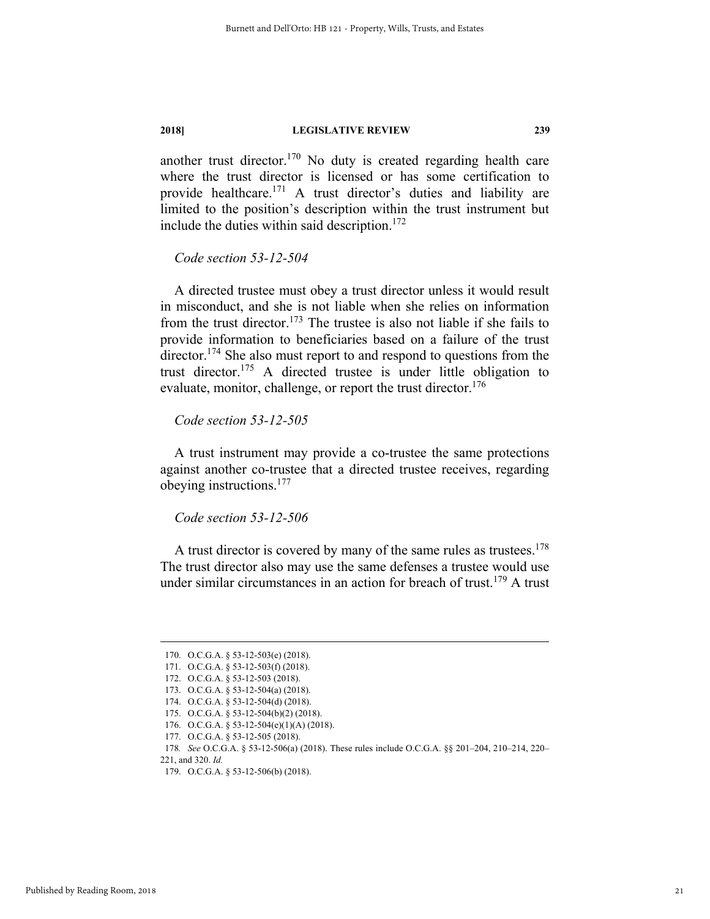another trust director.[170] No duty is created regarding health care where the trust director is licensed or has some certification to provide healthcare.[171] A trust director's duties and liability are limited to the position's description within the trust instrument but include the duties within said description.[172]

*Code section 53-12-504*

A directed trustee must obey a trust director unless it would result in misconduct, and she is not liable when she relies on information from the trust director.[173] The trustee is also not liable if she fails to provide information to beneficiaries based on a failure of the trust director.[174] She also must report to and respond to questions from the trust director.[175] A directed trustee is under little obligation to evaluate, monitor, challenge, or report the trust director.[176]

*Code section 53-12-505*

A trust instrument may provide a co-trustee the same protections against another co-trustee that a directed trustee receives, regarding obeying instructions.[177]

*Code section 53-12-506*

A trust director is covered by many of the same rules as trustees.[178] The trust director also may use the same defenses a trustee would use under similar circumstances in an action for breach of trust.[179] A trust

---

170. O.C.G.A. § 53-12-503(e) (2018).

171. O.C.G.A. § 53-12-503(f) (2018).

172. O.C.G.A. § 53-12-503 (2018).

173. O.C.G.A. § 53-12-504(a) (2018).

174. O.C.G.A. § 53-12-504(d) (2018).

175. O.C.G.A. § 53-12-504(b)(2) (2018).

176. O.C.G.A. § 53-12-504(e)(1)(A) (2018).

177. O.C.G.A. § 53-12-505 (2018).

178. *See* O.C.G.A. § 53-12-506(a) (2018). These rules include O.C.G.A. §§ 201–204, 210–214, 220–221, and 320. *Id.*

179. O.C.G.A. § 53-12-506(b) (2018).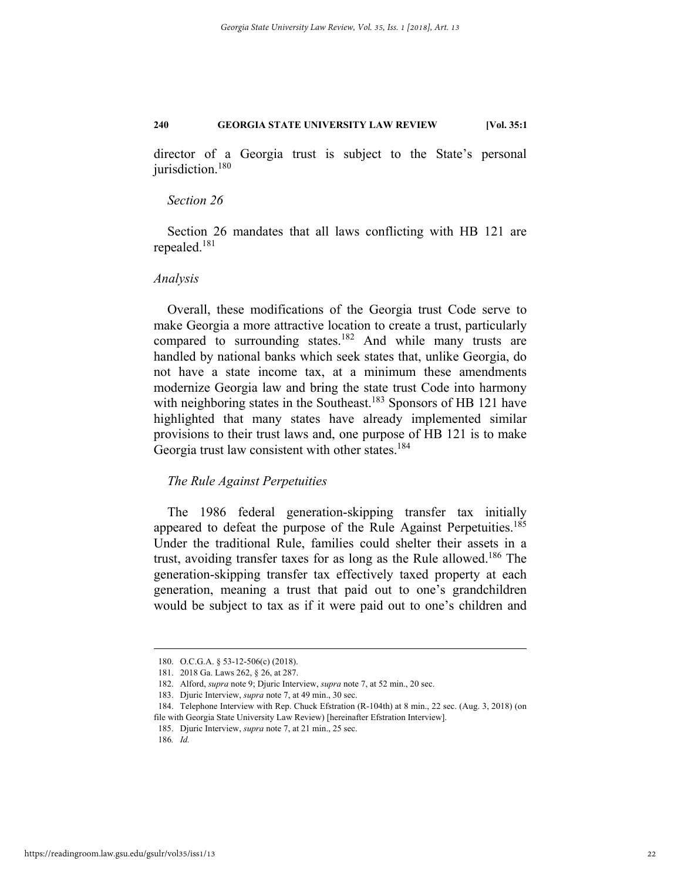director of a Georgia trust is subject to the State's personal jurisdiction.[180]

*Section 26*

Section 26 mandates that all laws conflicting with HB 121 are repealed.[181]

*Analysis*

Overall, these modifications of the Georgia trust Code serve to make Georgia a more attractive location to create a trust, particularly compared to surrounding states.[182] And while many trusts are handled by national banks which seek states that, unlike Georgia, do not have a state income tax, at a minimum these amendments modernize Georgia law and bring the state trust Code into harmony with neighboring states in the Southeast.[183] Sponsors of HB 121 have highlighted that many states have already implemented similar provisions to their trust laws and, one purpose of HB 121 is to make Georgia trust law consistent with other states.[184]

*The Rule Against Perpetuities*

The 1986 federal generation-skipping transfer tax initially appeared to defeat the purpose of the Rule Against Perpetuities.[185] Under the traditional Rule, families could shelter their assets in a trust, avoiding transfer taxes for as long as the Rule allowed.[186] The generation-skipping transfer tax effectively taxed property at each generation, meaning a trust that paid out to one's grandchildren would be subject to tax as if it were paid out to one's children and

---

180. O.C.G.A. § 53-12-506(c) (2018).

181. 2018 Ga. Laws 262, § 26, at 287.

182. Alford, *supra* note 9; Djuric Interview, *supra* note 7, at 52 min., 20 sec.

183. Djuric Interview, *supra* note 7, at 49 min., 30 sec.

184. Telephone Interview with Rep. Chuck Efstration (R-104th) at 8 min., 22 sec. (Aug. 3, 2018) (on file with Georgia State University Law Review) [hereinafter Efstration Interview].

185. Djuric Interview, *supra* note 7, at 21 min., 25 sec.

186. *Id.*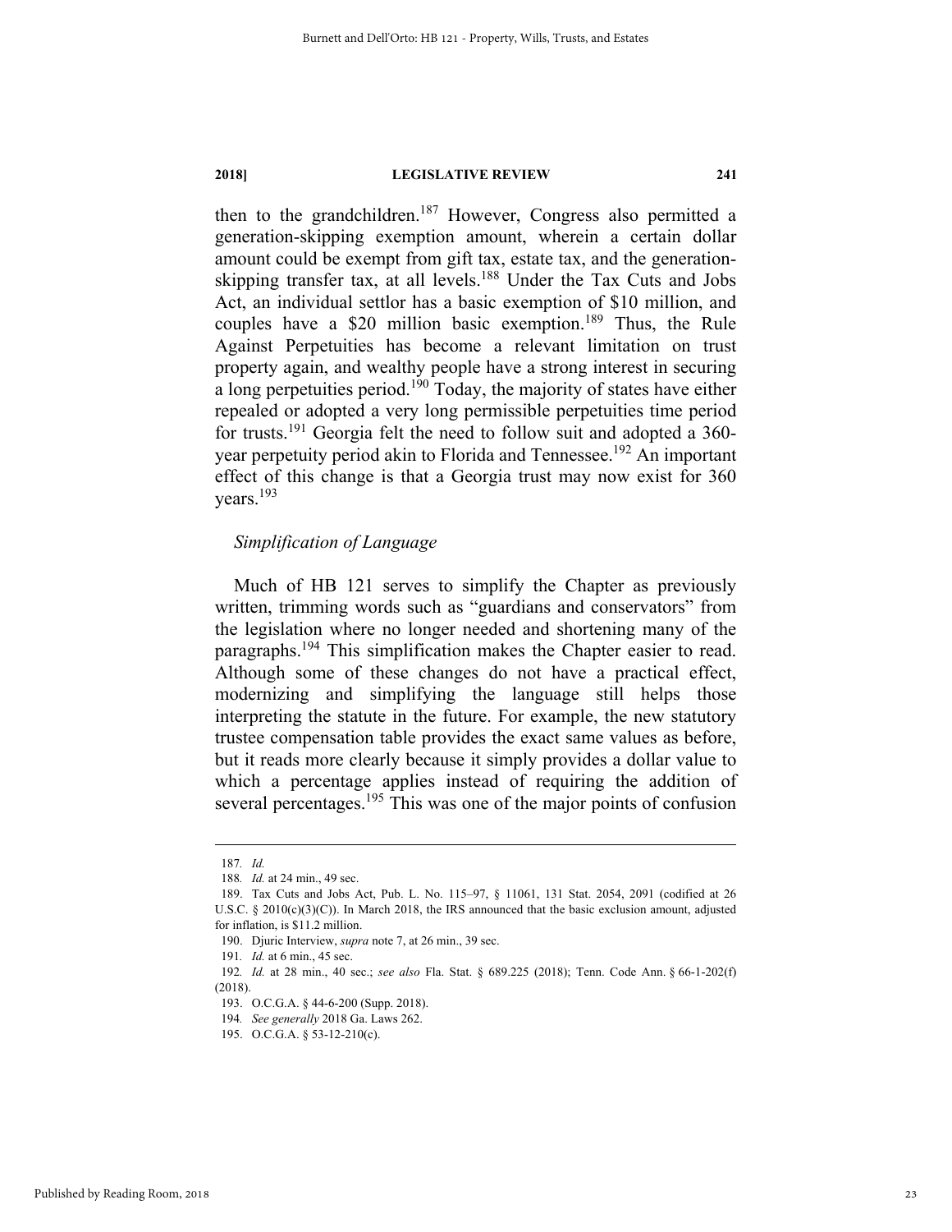then to the grandchildren.[187] However, Congress also permitted a generation-skipping exemption amount, wherein a certain dollar amount could be exempt from gift tax, estate tax, and the generation-skipping transfer tax, at all levels.[188] Under the Tax Cuts and Jobs Act, an individual settlor has a basic exemption of $10 million, and couples have a $20 million basic exemption.[189] Thus, the Rule Against Perpetuities has become a relevant limitation on trust property again, and wealthy people have a strong interest in securing a long perpetuities period.[190] Today, the majority of states have either repealed or adopted a very long permissible perpetuities time period for trusts.[191] Georgia felt the need to follow suit and adopted a 360-year perpetuity period akin to Florida and Tennessee.[192] An important effect of this change is that a Georgia trust may now exist for 360 years.[193]

*Simplification of Language*

Much of HB 121 serves to simplify the Chapter as previously written, trimming words such as "guardians and conservators" from the legislation where no longer needed and shortening many of the paragraphs.[194] This simplification makes the Chapter easier to read. Although some of these changes do not have a practical effect, modernizing and simplifying the language still helps those interpreting the statute in the future. For example, the new statutory trustee compensation table provides the exact same values as before, but it reads more clearly because it simply provides a dollar value to which a percentage applies instead of requiring the addition of several percentages.[195] This was one of the major points of confusion

---

187. *Id.*

188. *Id.* at 24 min., 49 sec.

189. Tax Cuts and Jobs Act, Pub. L. No. 115–97, § 11061, 131 Stat. 2054, 2091 (codified at 26 U.S.C. § 2010(c)(3)(C)). In March 2018, the IRS announced that the basic exclusion amount, adjusted for inflation, is $11.2 million.

190. Djuric Interview, *supra* note 7, at 26 min., 39 sec.

191. *Id.* at 6 min., 45 sec.

192. *Id.* at 28 min., 40 sec.; *see also* Fla. Stat. § 689.225 (2018); Tenn. Code Ann. § 66-1-202(f) (2018).

193. O.C.G.A. § 44-6-200 (Supp. 2018).

194. *See generally* 2018 Ga. Laws 262.

195. O.C.G.A. § 53-12-210(c).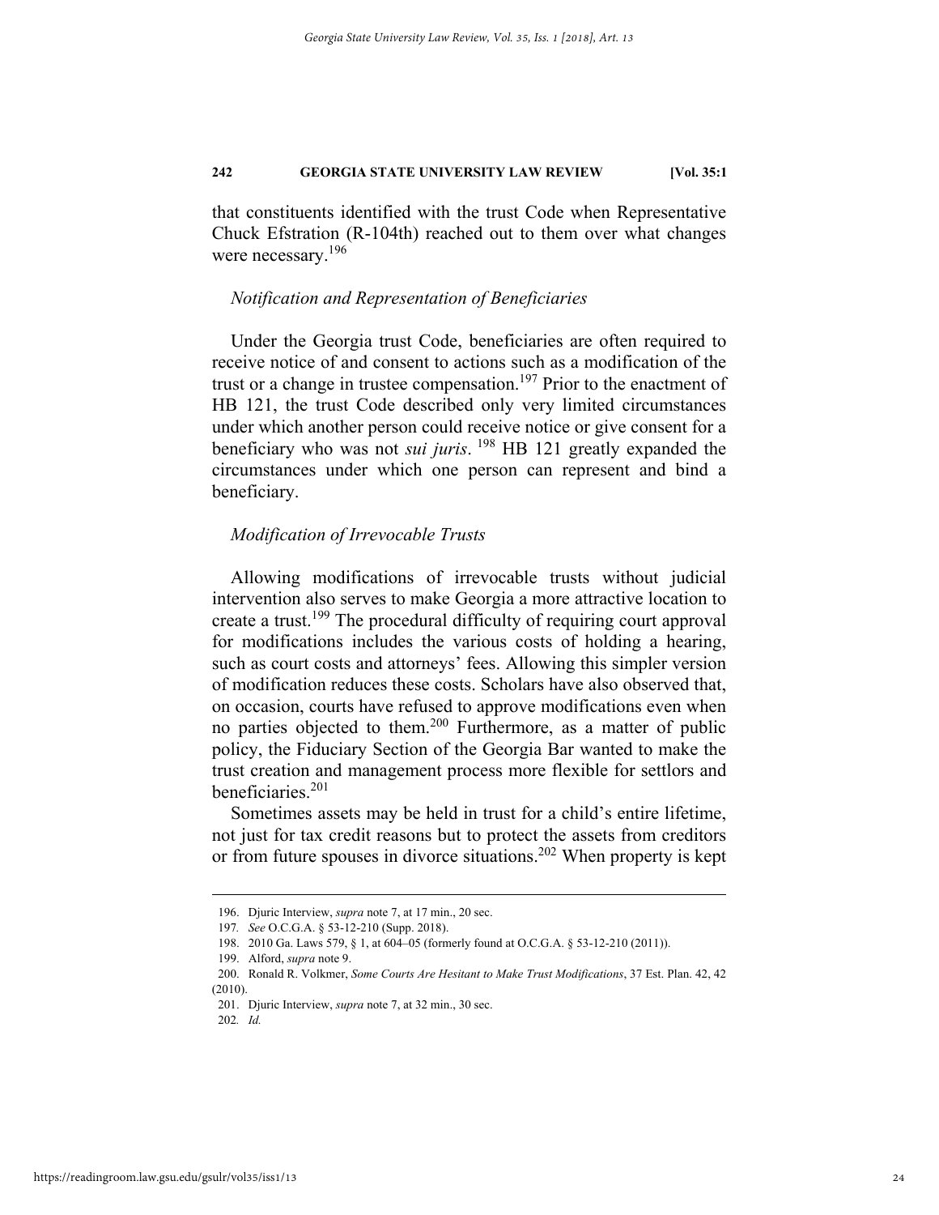that constituents identified with the trust Code when Representative Chuck Efstration (R-104th) reached out to them over what changes were necessary.[196]

### *Notification and Representation of Beneficiaries*

Under the Georgia trust Code, beneficiaries are often required to receive notice of and consent to actions such as a modification of the trust or a change in trustee compensation.[197] Prior to the enactment of HB 121, the trust Code described only very limited circumstances under which another person could receive notice or give consent for a beneficiary who was not *sui juris*.[198] HB 121 greatly expanded the circumstances under which one person can represent and bind a beneficiary.

### *Modification of Irrevocable Trusts*

Allowing modifications of irrevocable trusts without judicial intervention also serves to make Georgia a more attractive location to create a trust.[199] The procedural difficulty of requiring court approval for modifications includes the various costs of holding a hearing, such as court costs and attorneys' fees. Allowing this simpler version of modification reduces these costs. Scholars have also observed that, on occasion, courts have refused to approve modifications even when no parties objected to them.[200] Furthermore, as a matter of public policy, the Fiduciary Section of the Georgia Bar wanted to make the trust creation and management process more flexible for settlors and beneficiaries.[201]

Sometimes assets may be held in trust for a child's entire lifetime, not just for tax credit reasons but to protect the assets from creditors or from future spouses in divorce situations.[202] When property is kept

---

196. Djuric Interview, *supra* note 7, at 17 min., 20 sec.

197. *See* O.C.G.A. § 53-12-210 (Supp. 2018).

198. 2010 Ga. Laws 579, § 1, at 604–05 (formerly found at O.C.G.A. § 53-12-210 (2011)).

199. Alford, *supra* note 9.

200. Ronald R. Volkmer, *Some Courts Are Hesitant to Make Trust Modifications*, 37 Est. Plan. 42, 42 (2010).

201. Djuric Interview, *supra* note 7, at 32 min., 30 sec.

202. *Id.*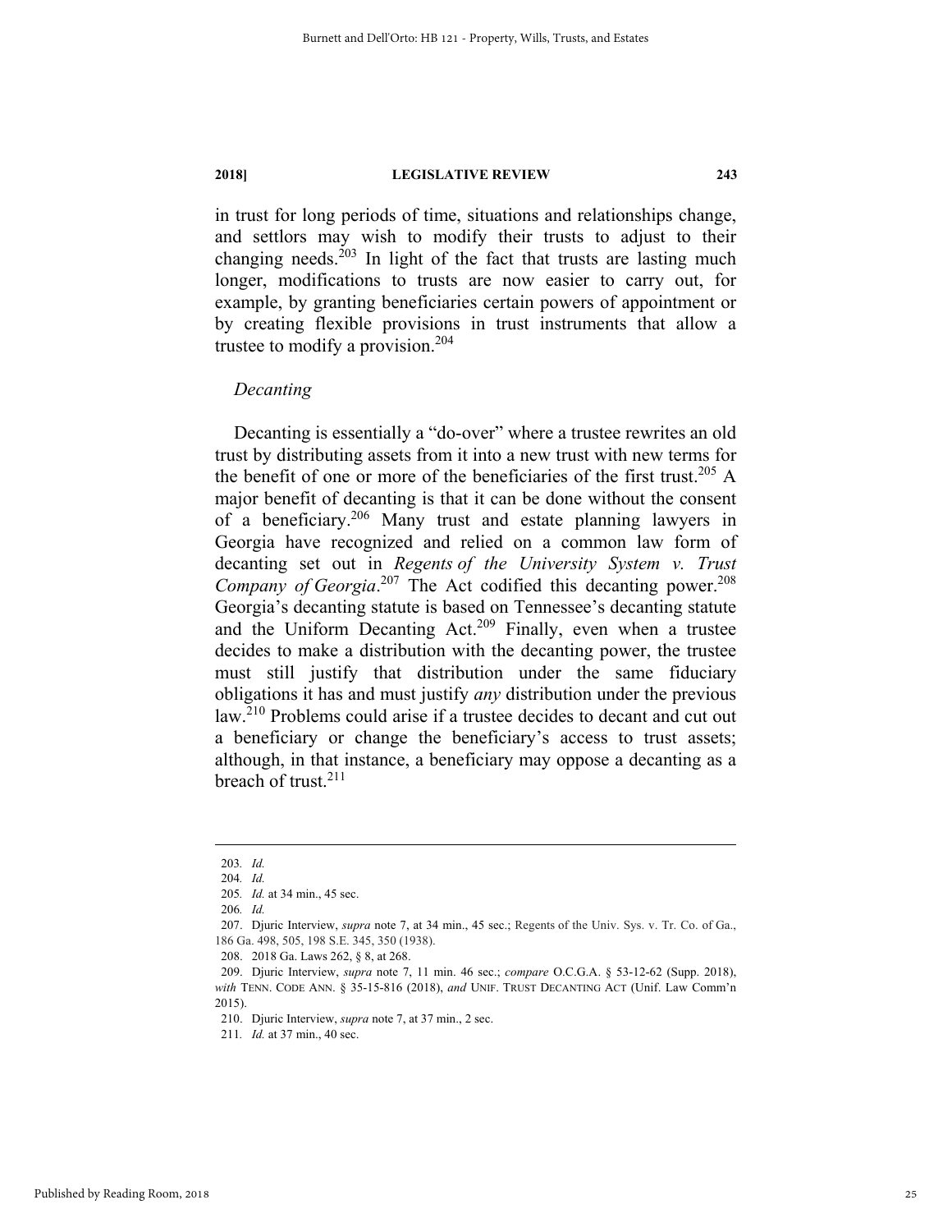in trust for long periods of time, situations and relationships change, and settlors may wish to modify their trusts to adjust to their changing needs.[203] In light of the fact that trusts are lasting much longer, modifications to trusts are now easier to carry out, for example, by granting beneficiaries certain powers of appointment or by creating flexible provisions in trust instruments that allow a trustee to modify a provision.[204]

*Decanting*

Decanting is essentially a "do-over" where a trustee rewrites an old trust by distributing assets from it into a new trust with new terms for the benefit of one or more of the beneficiaries of the first trust.[205] A major benefit of decanting is that it can be done without the consent of a beneficiary.[206] Many trust and estate planning lawyers in Georgia have recognized and relied on a common law form of decanting set out in *Regents of the University System v. Trust Company of Georgia*.[207] The Act codified this decanting power.[208] Georgia's decanting statute is based on Tennessee's decanting statute and the Uniform Decanting Act.[209] Finally, even when a trustee decides to make a distribution with the decanting power, the trustee must still justify that distribution under the same fiduciary obligations it has and must justify *any* distribution under the previous law.[210] Problems could arise if a trustee decides to decant and cut out a beneficiary or change the beneficiary's access to trust assets; although, in that instance, a beneficiary may oppose a decanting as a breach of trust.[211]

---

203. *Id.*
204. *Id.*
205. *Id.* at 34 min., 45 sec.
206. *Id.*
207. Djuric Interview, *supra* note 7, at 34 min., 45 sec.; Regents of the Univ. Sys. v. Tr. Co. of Ga., 186 Ga. 498, 505, 198 S.E. 345, 350 (1938).
208. 2018 Ga. Laws 262, § 8, at 268.
209. Djuric Interview, *supra* note 7, 11 min. 46 sec.; *compare* O.C.G.A. § 53-12-62 (Supp. 2018), *with* TENN. CODE ANN. § 35-15-816 (2018), *and* UNIF. TRUST DECANTING ACT (Unif. Law Comm'n 2015).
210. Djuric Interview, *supra* note 7, at 37 min., 2 sec.
211. *Id.* at 37 min., 40 sec.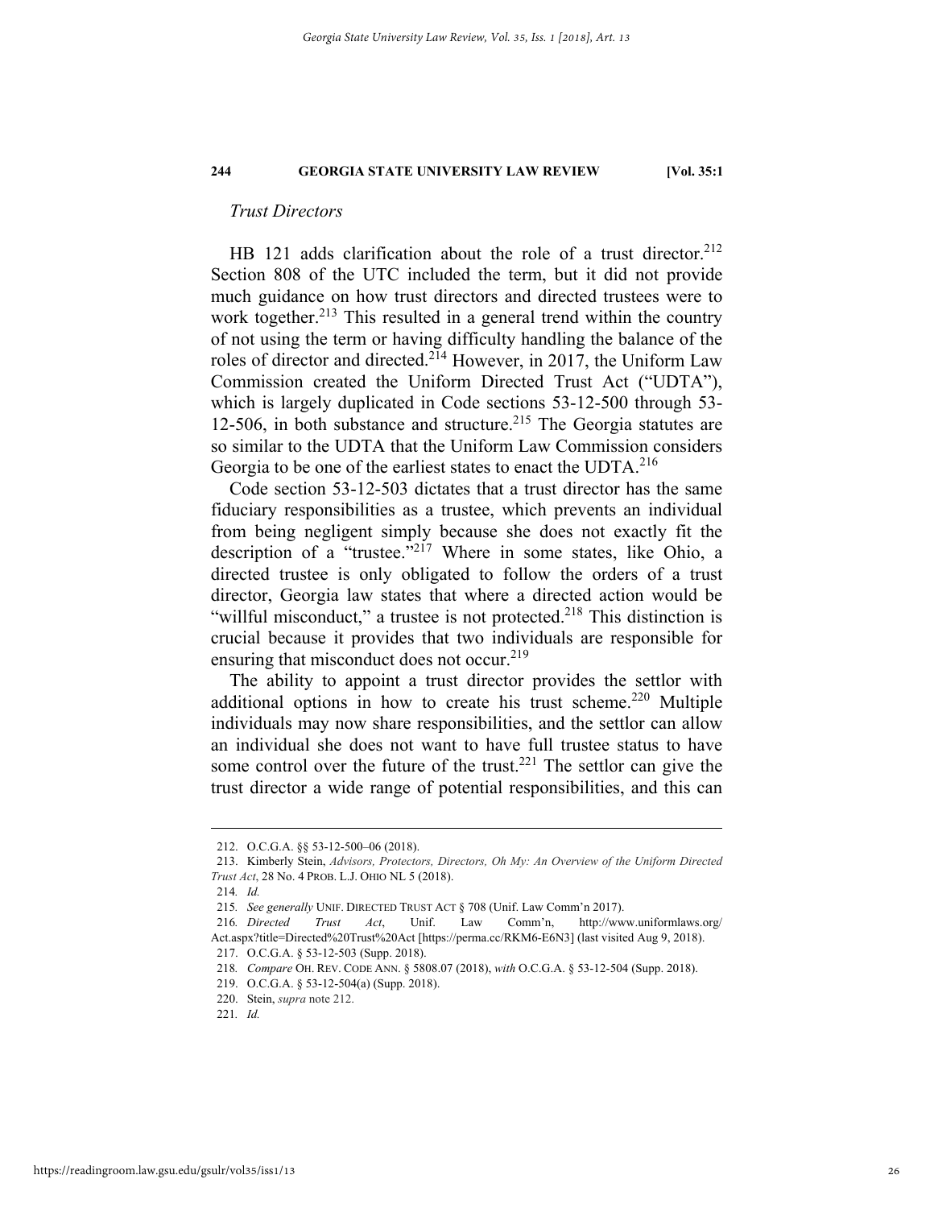*Trust Directors*

HB 121 adds clarification about the role of a trust director.[212] Section 808 of the UTC included the term, but it did not provide much guidance on how trust directors and directed trustees were to work together.[213] This resulted in a general trend within the country of not using the term or having difficulty handling the balance of the roles of director and directed.[214] However, in 2017, the Uniform Law Commission created the Uniform Directed Trust Act ("UDTA"), which is largely duplicated in Code sections 53-12-500 through 53-12-506, in both substance and structure.[215] The Georgia statutes are so similar to the UDTA that the Uniform Law Commission considers Georgia to be one of the earliest states to enact the UDTA.[216]

Code section 53-12-503 dictates that a trust director has the same fiduciary responsibilities as a trustee, which prevents an individual from being negligent simply because she does not exactly fit the description of a "trustee."[217] Where in some states, like Ohio, a directed trustee is only obligated to follow the orders of a trust director, Georgia law states that where a directed action would be "willful misconduct," a trustee is not protected.[218] This distinction is crucial because it provides that two individuals are responsible for ensuring that misconduct does not occur.[219]

The ability to appoint a trust director provides the settlor with additional options in how to create his trust scheme.[220] Multiple individuals may now share responsibilities, and the settlor can allow an individual she does not want to have full trustee status to have some control over the future of the trust.[221] The settlor can give the trust director a wide range of potential responsibilities, and this can

---

212. O.C.G.A. §§ 53-12-500–06 (2018).

213. Kimberly Stein, *Advisors, Protectors, Directors, Oh My: An Overview of the Uniform Directed Trust Act*, 28 No. 4 PROB. L.J. OHIO NL 5 (2018).

214. *Id.*

215. *See generally* UNIF. DIRECTED TRUST ACT § 708 (Unif. Law Comm'n 2017).

216. *Directed Trust Act*, Unif. Law Comm'n, http://www.uniformlaws.org/Act.aspx?title=Directed%20Trust%20Act [https://perma.cc/RKM6-E6N3] (last visited Aug 9, 2018).

217. O.C.G.A. § 53-12-503 (Supp. 2018).

218. *Compare* OH. REV. CODE ANN. § 5808.07 (2018), *with* O.C.G.A. § 53-12-504 (Supp. 2018).

219. O.C.G.A. § 53-12-504(a) (Supp. 2018).

220. Stein, *supra* note 212.

221. *Id.*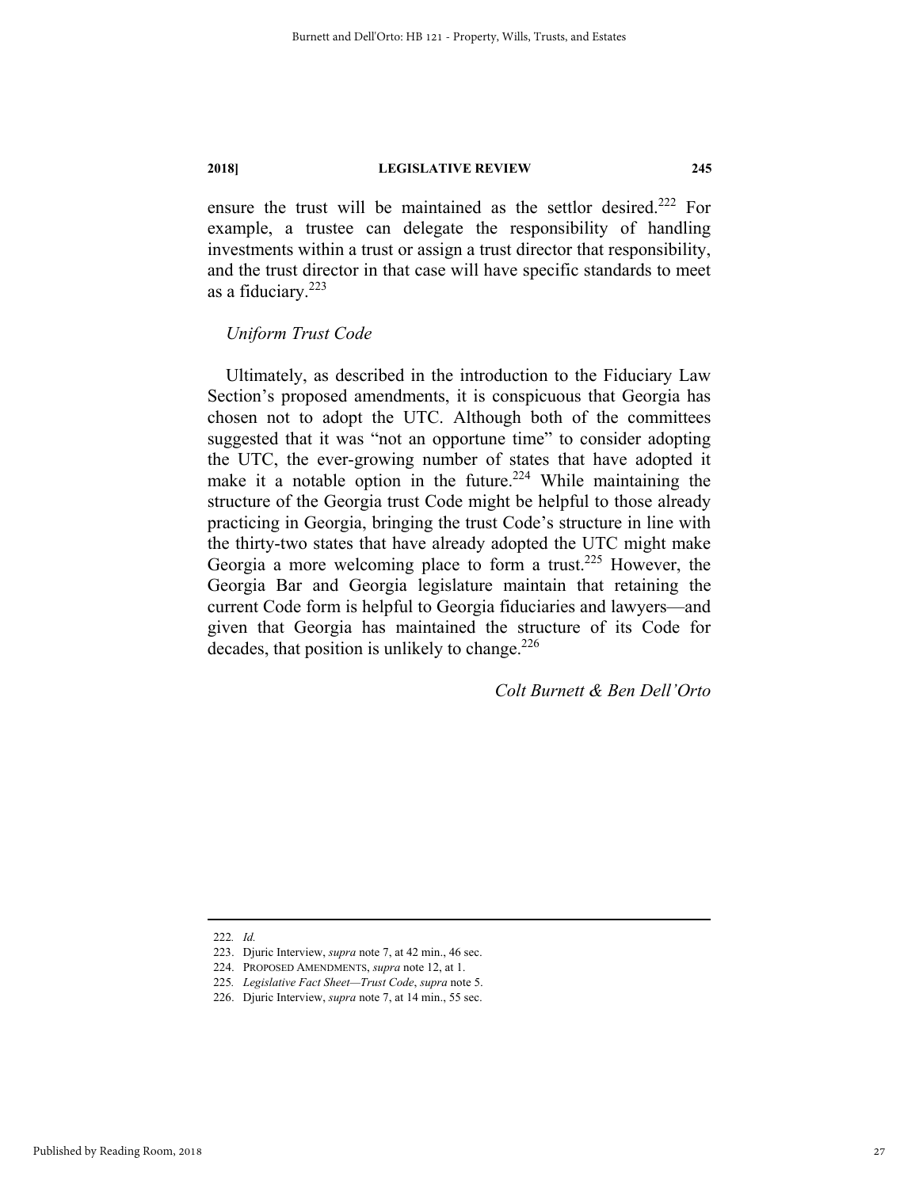ensure the trust will be maintained as the settlor desired.[222] For example, a trustee can delegate the responsibility of handling investments within a trust or assign a trust director that responsibility, and the trust director in that case will have specific standards to meet as a fiduciary.[223]

### *Uniform Trust Code*

Ultimately, as described in the introduction to the Fiduciary Law Section's proposed amendments, it is conspicuous that Georgia has chosen not to adopt the UTC. Although both of the committees suggested that it was "not an opportune time" to consider adopting the UTC, the ever-growing number of states that have adopted it make it a notable option in the future.[224] While maintaining the structure of the Georgia trust Code might be helpful to those already practicing in Georgia, bringing the trust Code's structure in line with the thirty-two states that have already adopted the UTC might make Georgia a more welcoming place to form a trust.[225] However, the Georgia Bar and Georgia legislature maintain that retaining the current Code form is helpful to Georgia fiduciaries and lawyers—and given that Georgia has maintained the structure of its Code for decades, that position is unlikely to change.[226]

*Colt Burnett & Ben Dell'Orto*

---

222. *Id.*

223. Djuric Interview, *supra* note 7, at 42 min., 46 sec.

224. PROPOSED AMENDMENTS, *supra* note 12, at 1.

225. *Legislative Fact Sheet—Trust Code*, *supra* note 5.

226. Djuric Interview, *supra* note 7, at 14 min., 55 sec.